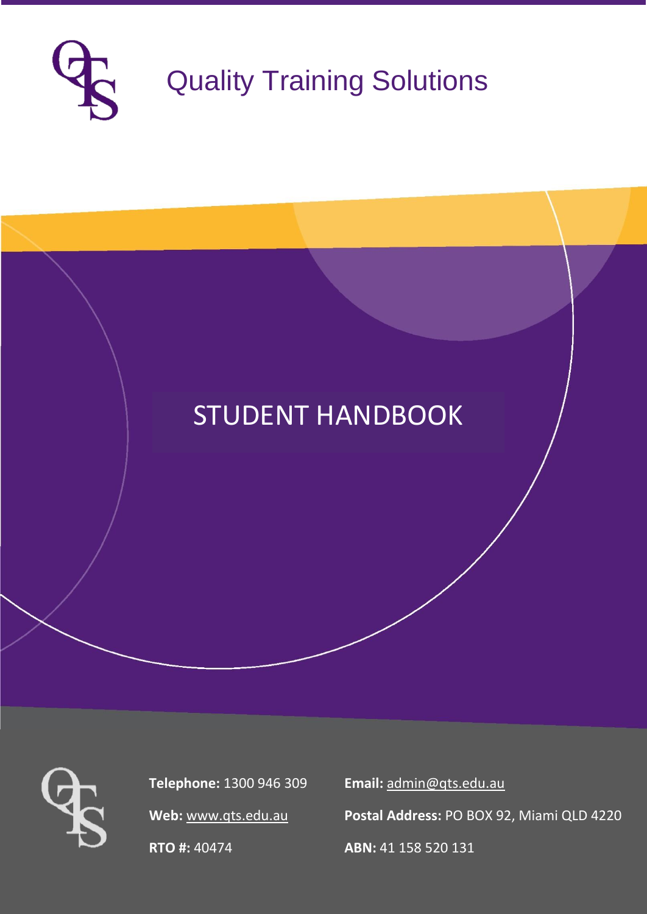# Quality Training Solutions

# STUDENT HANDBOOK

**Telephone:** 1300 946 309

**Web:** www.qts.edu.au

**RTO #:** 40474

**Email:** admin@qts.edu.au

**Postal Address:** PO BOX 92, Miami QLD 4220

**ABN:** 41 158 520 131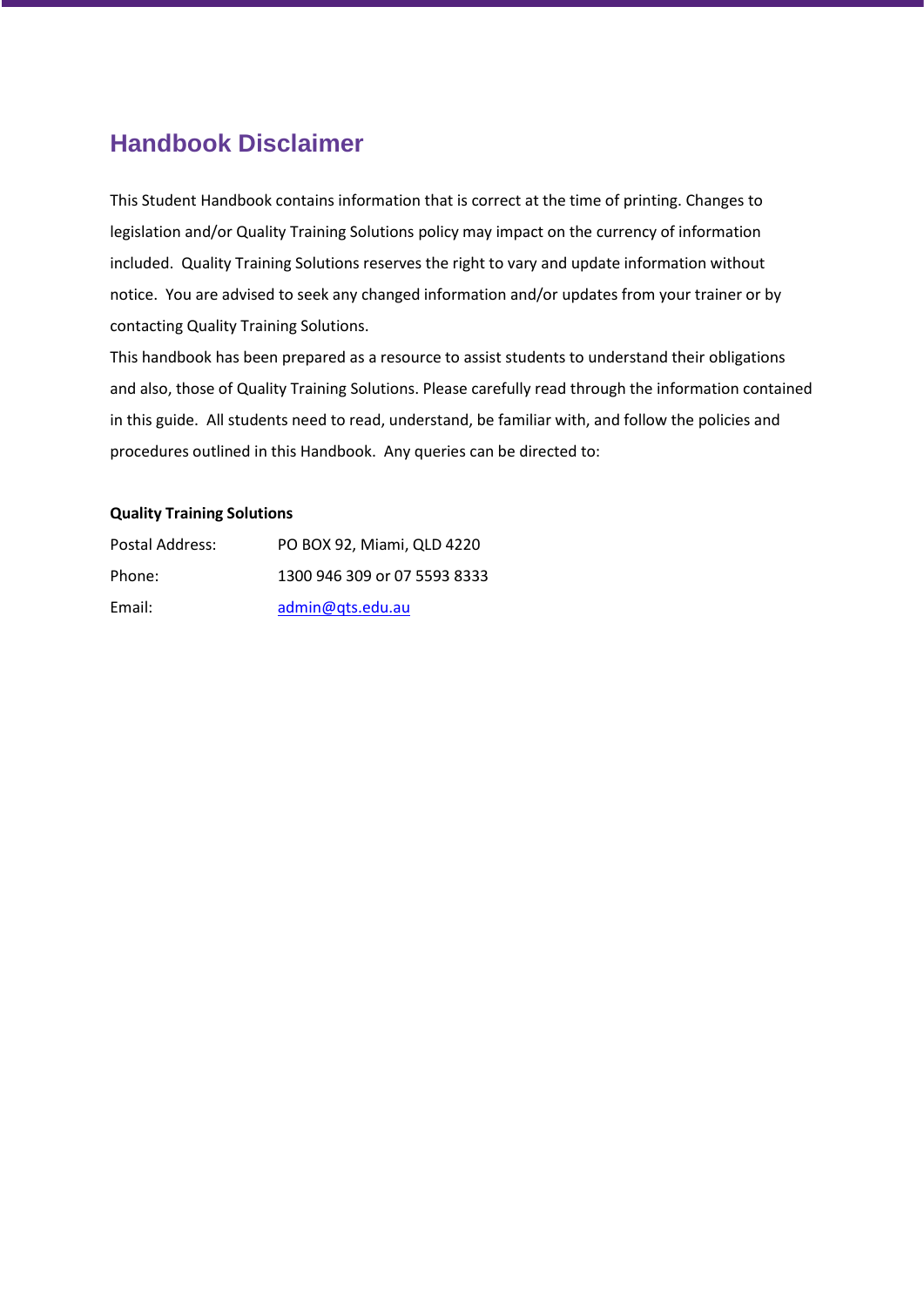# Handbook Disclaimer

This Student Handbook contains information that is correct at the time of printing. Changes to legislation and/or Quality Training Solutions policy may impact on the currency of information included. Quality Training Solutions reserves the right to vary and update information without notice. You are advised to seek any changed information and/or updates from your trainer or by contacting Quality Training Solutions.

This handbook has been prepared as a resource to assist students to understand their obligations and also, those of Quality Training Solutions. Please carefully read through the information contained in this guide. All students need to read, understand, be familiar with, and follow the policies and procedures outlined in this Handbook. Any queries can be directed to:

**Quality Training Solutions**

| | |
|---|---|
| Postal Address: | PO BOX 92, Miami, QLD 4220 |
| Phone: | 1300 946 309 or 07 5593 8333 |
| Email: | admin@qts.edu.au |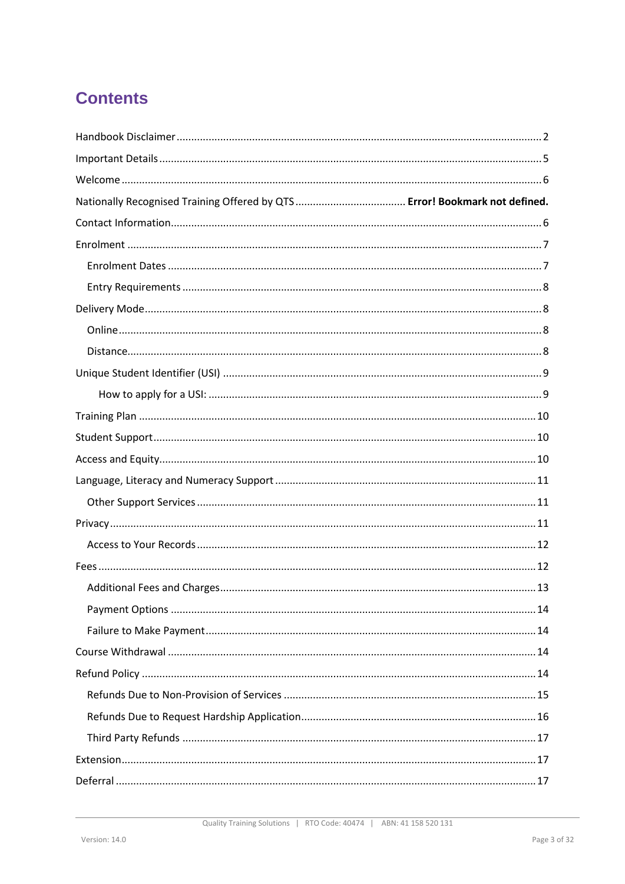# Contents

Handbook Disclaimer .......... 2

Important Details .......... 5

Welcome .......... 6

Nationally Recognised Training Offered by QTS .......... **Error! Bookmark not defined.**

Contact Information .......... 6

Enrolment .......... 7

- Enrolment Dates .......... 7
- Entry Requirements .......... 8

Delivery Mode .......... 8

- Online .......... 8
- Distance .......... 8

Unique Student Identifier (USI) .......... 9

- How to apply for a USI: .......... 9

Training Plan .......... 10

Student Support .......... 10

Access and Equity .......... 10

Language, Literacy and Numeracy Support .......... 11

- Other Support Services .......... 11

Privacy .......... 11

- Access to Your Records .......... 12

Fees .......... 12

- Additional Fees and Charges .......... 13
- Payment Options .......... 14
- Failure to Make Payment .......... 14

Course Withdrawal .......... 14

Refund Policy .......... 14

- Refunds Due to Non-Provision of Services .......... 15
- Refunds Due to Request Hardship Application .......... 16
- Third Party Refunds .......... 17

Extension .......... 17

Deferral .......... 17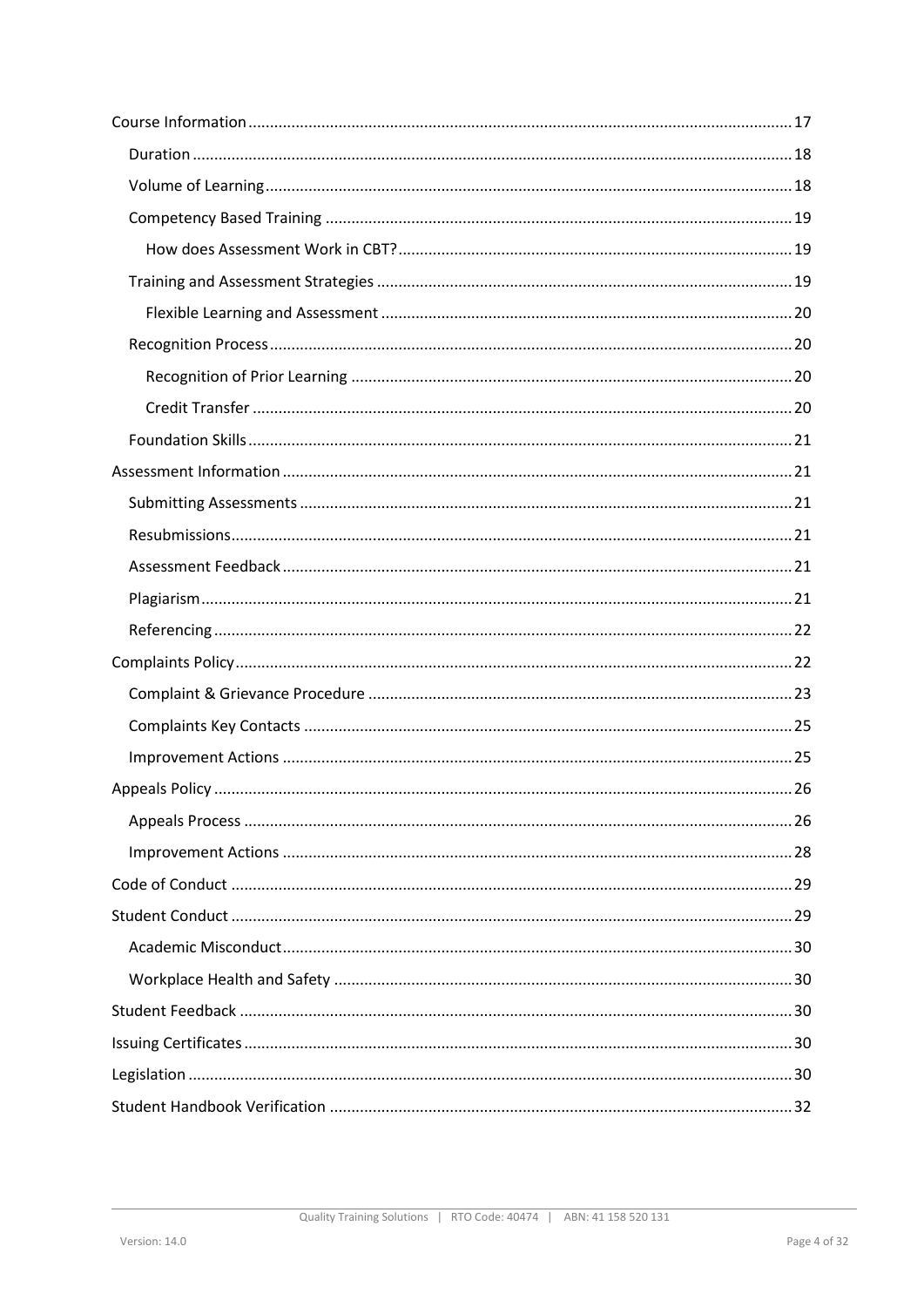- Course Information ..... 17
  - Duration ..... 18
  - Volume of Learning ..... 18
  - Competency Based Training ..... 19
    - How does Assessment Work in CBT? ..... 19
  - Training and Assessment Strategies ..... 19
    - Flexible Learning and Assessment ..... 20
  - Recognition Process ..... 20
    - Recognition of Prior Learning ..... 20
    - Credit Transfer ..... 20
  - Foundation Skills ..... 21
- Assessment Information ..... 21
  - Submitting Assessments ..... 21
  - Resubmissions ..... 21
  - Assessment Feedback ..... 21
  - Plagiarism ..... 21
  - Referencing ..... 22
- Complaints Policy ..... 22
  - Complaint & Grievance Procedure ..... 23
  - Complaints Key Contacts ..... 25
  - Improvement Actions ..... 25
- Appeals Policy ..... 26
  - Appeals Process ..... 26
  - Improvement Actions ..... 28
- Code of Conduct ..... 29
- Student Conduct ..... 29
  - Academic Misconduct ..... 30
  - Workplace Health and Safety ..... 30
- Student Feedback ..... 30
- Issuing Certificates ..... 30
- Legislation ..... 30
- Student Handbook Verification ..... 32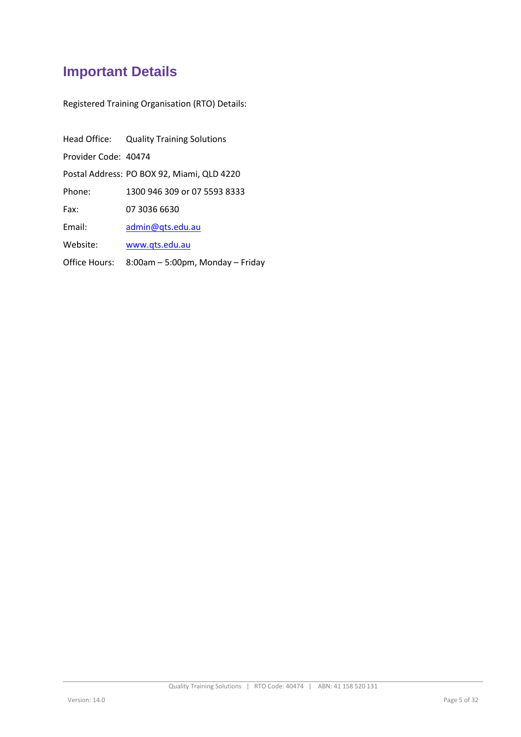# Important Details

Registered Training Organisation (RTO) Details:

Head Office: Quality Training Solutions

Provider Code: 40474

Postal Address: PO BOX 92, Miami, QLD 4220

Phone: 1300 946 309 or 07 5593 8333

Fax: 07 3036 6630

Email: admin@qts.edu.au

Website: www.qts.edu.au

Office Hours: 8:00am – 5:00pm, Monday – Friday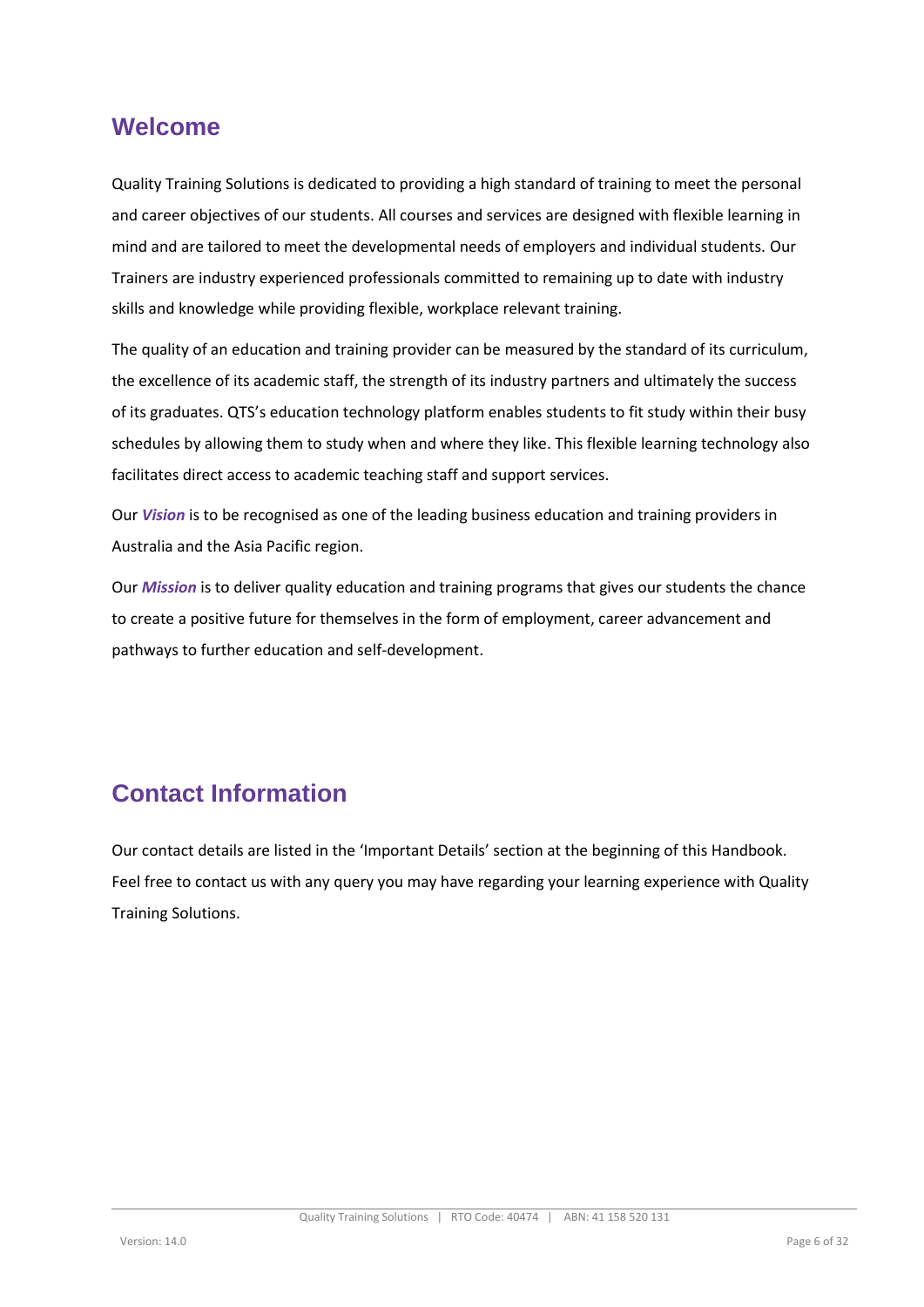## Welcome

Quality Training Solutions is dedicated to providing a high standard of training to meet the personal and career objectives of our students. All courses and services are designed with flexible learning in mind and are tailored to meet the developmental needs of employers and individual students. Our Trainers are industry experienced professionals committed to remaining up to date with industry skills and knowledge while providing flexible, workplace relevant training.

The quality of an education and training provider can be measured by the standard of its curriculum, the excellence of its academic staff, the strength of its industry partners and ultimately the success of its graduates. QTS's education technology platform enables students to fit study within their busy schedules by allowing them to study when and where they like. This flexible learning technology also facilitates direct access to academic teaching staff and support services.

Our ***Vision*** is to be recognised as one of the leading business education and training providers in Australia and the Asia Pacific region.

Our ***Mission*** is to deliver quality education and training programs that gives our students the chance to create a positive future for themselves in the form of employment, career advancement and pathways to further education and self-development.

## Contact Information

Our contact details are listed in the 'Important Details' section at the beginning of this Handbook. Feel free to contact us with any query you may have regarding your learning experience with Quality Training Solutions.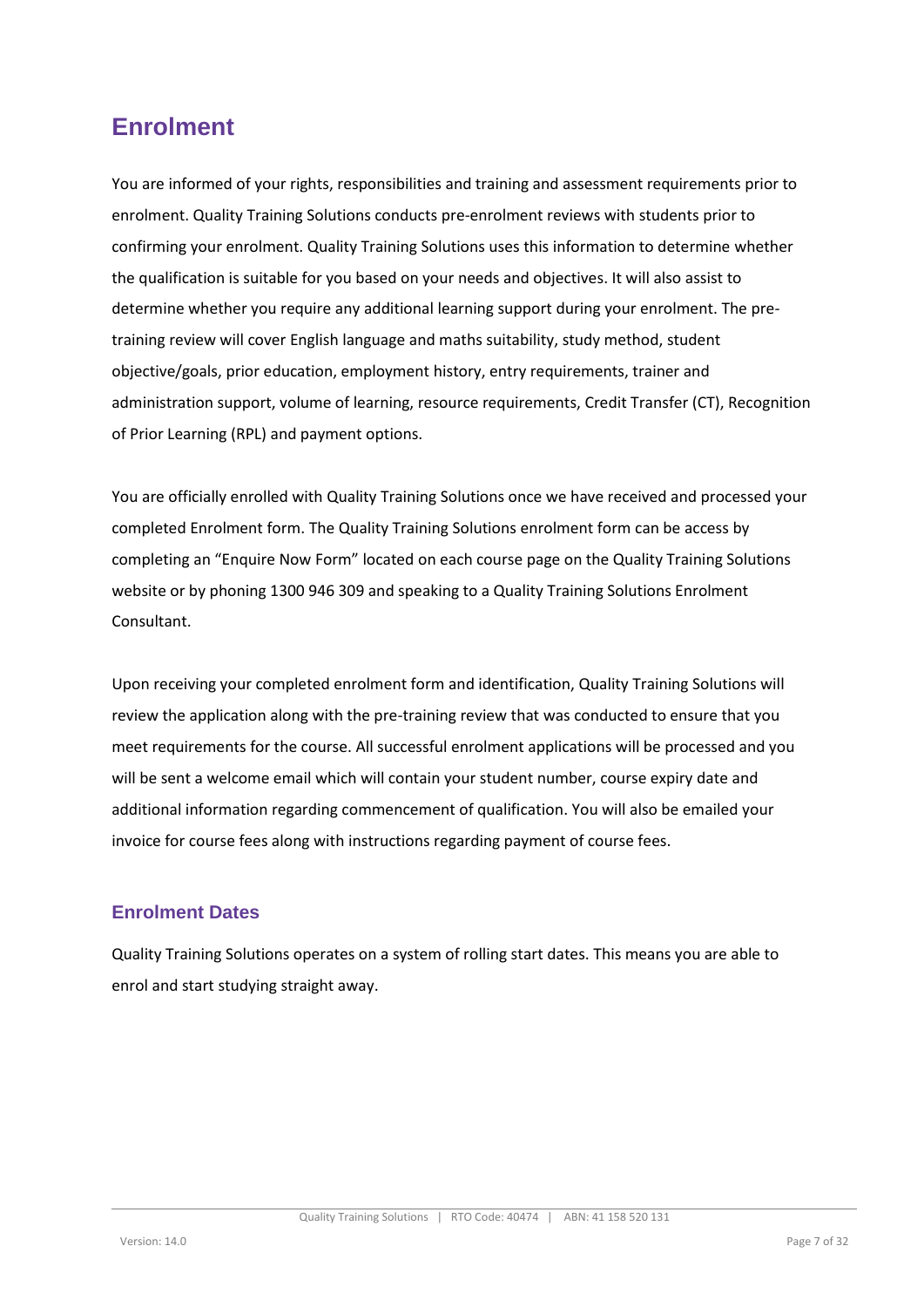# Enrolment

You are informed of your rights, responsibilities and training and assessment requirements prior to enrolment. Quality Training Solutions conducts pre-enrolment reviews with students prior to confirming your enrolment. Quality Training Solutions uses this information to determine whether the qualification is suitable for you based on your needs and objectives. It will also assist to determine whether you require any additional learning support during your enrolment. The pre-training review will cover English language and maths suitability, study method, student objective/goals, prior education, employment history, entry requirements, trainer and administration support, volume of learning, resource requirements, Credit Transfer (CT), Recognition of Prior Learning (RPL) and payment options.

You are officially enrolled with Quality Training Solutions once we have received and processed your completed Enrolment form. The Quality Training Solutions enrolment form can be access by completing an "Enquire Now Form" located on each course page on the Quality Training Solutions website or by phoning 1300 946 309 and speaking to a Quality Training Solutions Enrolment Consultant.

Upon receiving your completed enrolment form and identification, Quality Training Solutions will review the application along with the pre-training review that was conducted to ensure that you meet requirements for the course. All successful enrolment applications will be processed and you will be sent a welcome email which will contain your student number, course expiry date and additional information regarding commencement of qualification. You will also be emailed your invoice for course fees along with instructions regarding payment of course fees.

## Enrolment Dates

Quality Training Solutions operates on a system of rolling start dates. This means you are able to enrol and start studying straight away.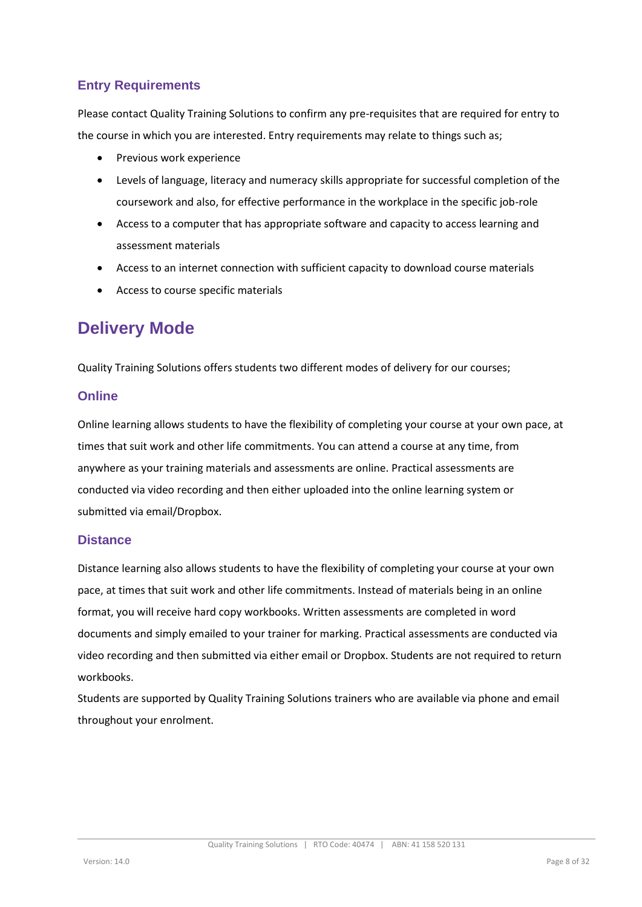### Entry Requirements

Please contact Quality Training Solutions to confirm any pre-requisites that are required for entry to the course in which you are interested. Entry requirements may relate to things such as;

- Previous work experience
- Levels of language, literacy and numeracy skills appropriate for successful completion of the coursework and also, for effective performance in the workplace in the specific job-role
- Access to a computer that has appropriate software and capacity to access learning and assessment materials
- Access to an internet connection with sufficient capacity to download course materials
- Access to course specific materials

## Delivery Mode

Quality Training Solutions offers students two different modes of delivery for our courses;

### Online

Online learning allows students to have the flexibility of completing your course at your own pace, at times that suit work and other life commitments. You can attend a course at any time, from anywhere as your training materials and assessments are online. Practical assessments are conducted via video recording and then either uploaded into the online learning system or submitted via email/Dropbox.

### Distance

Distance learning also allows students to have the flexibility of completing your course at your own pace, at times that suit work and other life commitments. Instead of materials being in an online format, you will receive hard copy workbooks. Written assessments are completed in word documents and simply emailed to your trainer for marking. Practical assessments are conducted via video recording and then submitted via either email or Dropbox. Students are not required to return workbooks.

Students are supported by Quality Training Solutions trainers who are available via phone and email throughout your enrolment.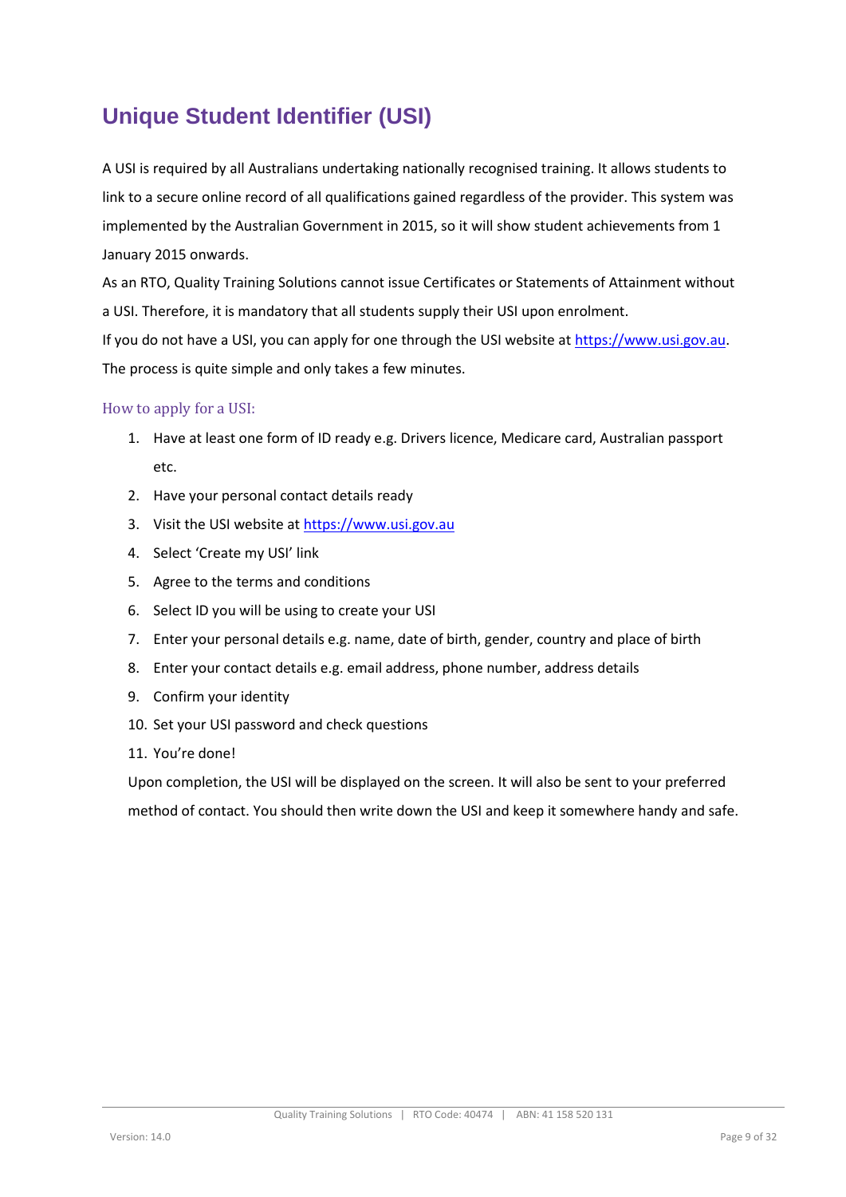# Unique Student Identifier (USI)

A USI is required by all Australians undertaking nationally recognised training. It allows students to link to a secure online record of all qualifications gained regardless of the provider. This system was implemented by the Australian Government in 2015, so it will show student achievements from 1 January 2015 onwards.

As an RTO, Quality Training Solutions cannot issue Certificates or Statements of Attainment without a USI. Therefore, it is mandatory that all students supply their USI upon enrolment.

If you do not have a USI, you can apply for one through the USI website at https://www.usi.gov.au. The process is quite simple and only takes a few minutes.

## How to apply for a USI:

1. Have at least one form of ID ready e.g. Drivers licence, Medicare card, Australian passport etc.
2. Have your personal contact details ready
3. Visit the USI website at https://www.usi.gov.au
4. Select 'Create my USI' link
5. Agree to the terms and conditions
6. Select ID you will be using to create your USI
7. Enter your personal details e.g. name, date of birth, gender, country and place of birth
8. Enter your contact details e.g. email address, phone number, address details
9. Confirm your identity
10. Set your USI password and check questions
11. You're done!

Upon completion, the USI will be displayed on the screen. It will also be sent to your preferred method of contact. You should then write down the USI and keep it somewhere handy and safe.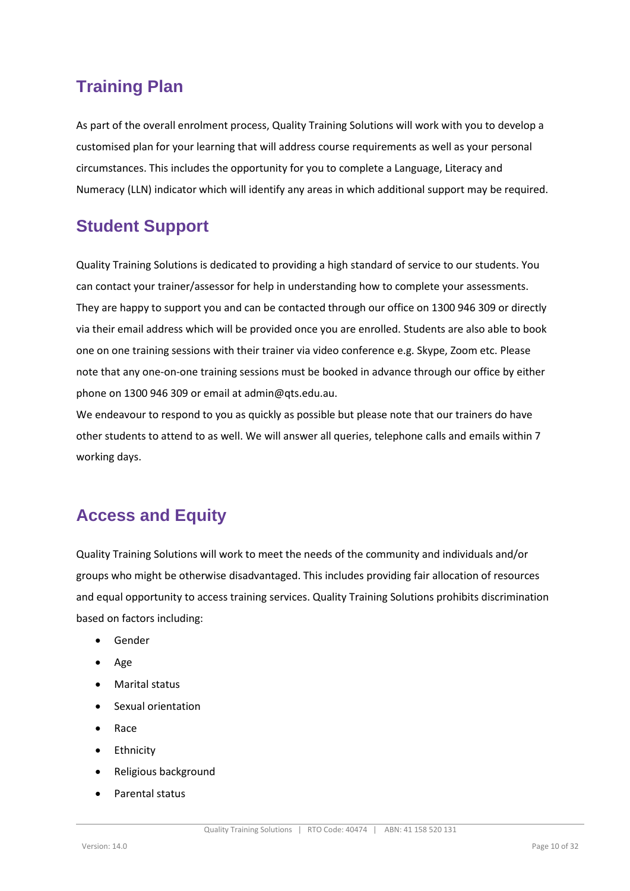## Training Plan

As part of the overall enrolment process, Quality Training Solutions will work with you to develop a customised plan for your learning that will address course requirements as well as your personal circumstances. This includes the opportunity for you to complete a Language, Literacy and Numeracy (LLN) indicator which will identify any areas in which additional support may be required.

## Student Support

Quality Training Solutions is dedicated to providing a high standard of service to our students. You can contact your trainer/assessor for help in understanding how to complete your assessments. They are happy to support you and can be contacted through our office on 1300 946 309 or directly via their email address which will be provided once you are enrolled. Students are also able to book one on one training sessions with their trainer via video conference e.g. Skype, Zoom etc. Please note that any one-on-one training sessions must be booked in advance through our office by either phone on 1300 946 309 or email at admin@qts.edu.au.

We endeavour to respond to you as quickly as possible but please note that our trainers do have other students to attend to as well. We will answer all queries, telephone calls and emails within 7 working days.

## Access and Equity

Quality Training Solutions will work to meet the needs of the community and individuals and/or groups who might be otherwise disadvantaged. This includes providing fair allocation of resources and equal opportunity to access training services. Quality Training Solutions prohibits discrimination based on factors including:

- Gender
- Age
- Marital status
- Sexual orientation
- Race
- Ethnicity
- Religious background
- Parental status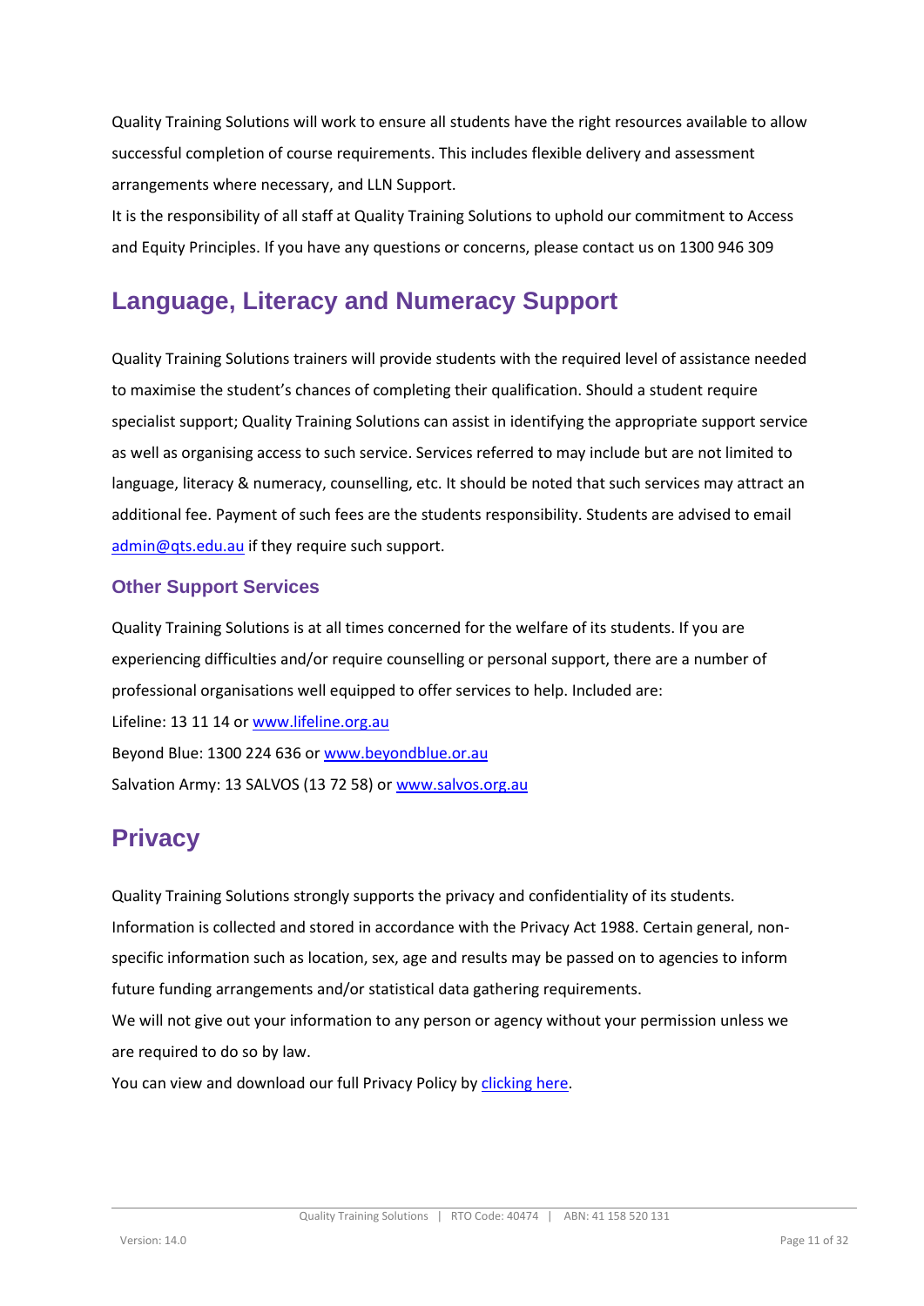Quality Training Solutions will work to ensure all students have the right resources available to allow successful completion of course requirements. This includes flexible delivery and assessment arrangements where necessary, and LLN Support.

It is the responsibility of all staff at Quality Training Solutions to uphold our commitment to Access and Equity Principles. If you have any questions or concerns, please contact us on 1300 946 309

## Language, Literacy and Numeracy Support

Quality Training Solutions trainers will provide students with the required level of assistance needed to maximise the student's chances of completing their qualification. Should a student require specialist support; Quality Training Solutions can assist in identifying the appropriate support service as well as organising access to such service. Services referred to may include but are not limited to language, literacy & numeracy, counselling, etc. It should be noted that such services may attract an additional fee. Payment of such fees are the students responsibility. Students are advised to email admin@qts.edu.au if they require such support.

### Other Support Services

Quality Training Solutions is at all times concerned for the welfare of its students. If you are experiencing difficulties and/or require counselling or personal support, there are a number of professional organisations well equipped to offer services to help. Included are:

Lifeline: 13 11 14 or www.lifeline.org.au

Beyond Blue: 1300 224 636 or www.beyondblue.or.au

Salvation Army: 13 SALVOS (13 72 58) or www.salvos.org.au

## Privacy

Quality Training Solutions strongly supports the privacy and confidentiality of its students. Information is collected and stored in accordance with the Privacy Act 1988. Certain general, non-specific information such as location, sex, age and results may be passed on to agencies to inform future funding arrangements and/or statistical data gathering requirements.

We will not give out your information to any person or agency without your permission unless we are required to do so by law.

You can view and download our full Privacy Policy by clicking here.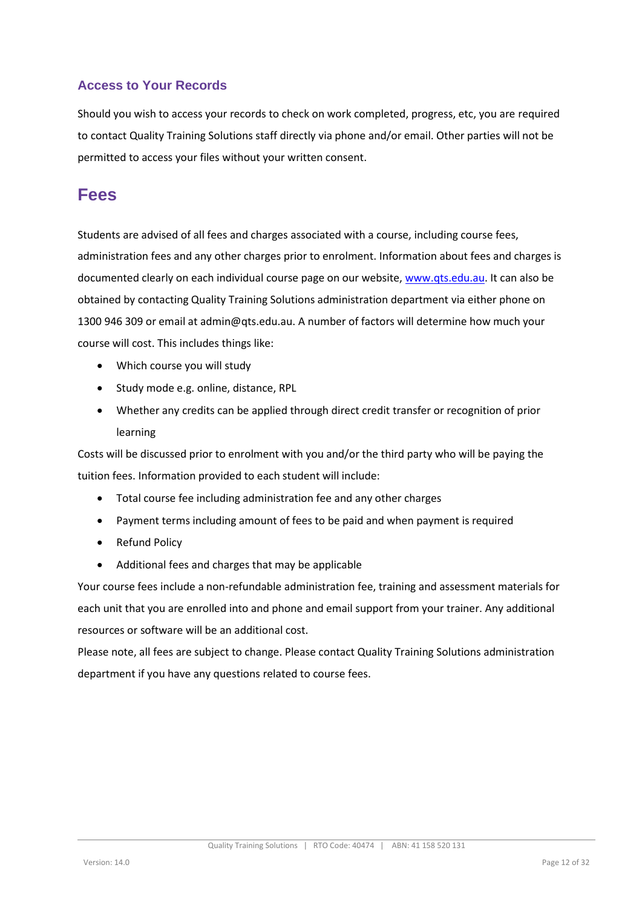### Access to Your Records

Should you wish to access your records to check on work completed, progress, etc, you are required to contact Quality Training Solutions staff directly via phone and/or email. Other parties will not be permitted to access your files without your written consent.

## Fees

Students are advised of all fees and charges associated with a course, including course fees, administration fees and any other charges prior to enrolment. Information about fees and charges is documented clearly on each individual course page on our website, www.qts.edu.au. It can also be obtained by contacting Quality Training Solutions administration department via either phone on 1300 946 309 or email at admin@qts.edu.au. A number of factors will determine how much your course will cost. This includes things like:

- Which course you will study
- Study mode e.g. online, distance, RPL
- Whether any credits can be applied through direct credit transfer or recognition of prior learning

Costs will be discussed prior to enrolment with you and/or the third party who will be paying the tuition fees. Information provided to each student will include:

- Total course fee including administration fee and any other charges
- Payment terms including amount of fees to be paid and when payment is required
- Refund Policy
- Additional fees and charges that may be applicable

Your course fees include a non-refundable administration fee, training and assessment materials for each unit that you are enrolled into and phone and email support from your trainer. Any additional resources or software will be an additional cost.

Please note, all fees are subject to change. Please contact Quality Training Solutions administration department if you have any questions related to course fees.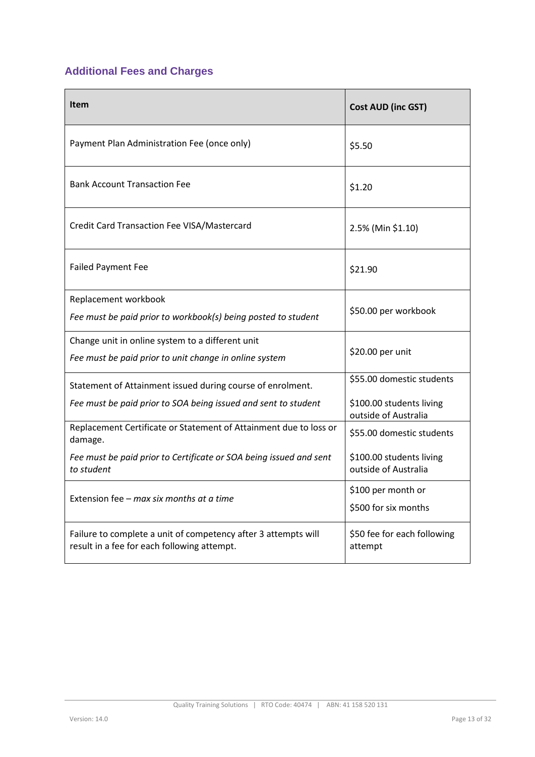## Additional Fees and Charges

| Item | Cost AUD (inc GST) |
|---|---|
| Payment Plan Administration Fee (once only) | $5.50 |
| Bank Account Transaction Fee | $1.20 |
| Credit Card Transaction Fee VISA/Mastercard | 2.5% (Min $1.10) |
| Failed Payment Fee | $21.90 |
| Replacement workbook<br>*Fee must be paid prior to workbook(s) being posted to student* | $50.00 per workbook |
| Change unit in online system to a different unit<br>*Fee must be paid prior to unit change in online system* | $20.00 per unit |
| Statement of Attainment issued during course of enrolment.<br>*Fee must be paid prior to SOA being issued and sent to student* | $55.00 domestic students<br>$100.00 students living outside of Australia |
| Replacement Certificate or Statement of Attainment due to loss or damage.<br>*Fee must be paid prior to Certificate or SOA being issued and sent to student* | $55.00 domestic students<br>$100.00 students living outside of Australia |
| Extension fee – *max six months at a time* | $100 per month or<br>$500 for six months |
| Failure to complete a unit of competency after 3 attempts will result in a fee for each following attempt. | $50 fee for each following attempt |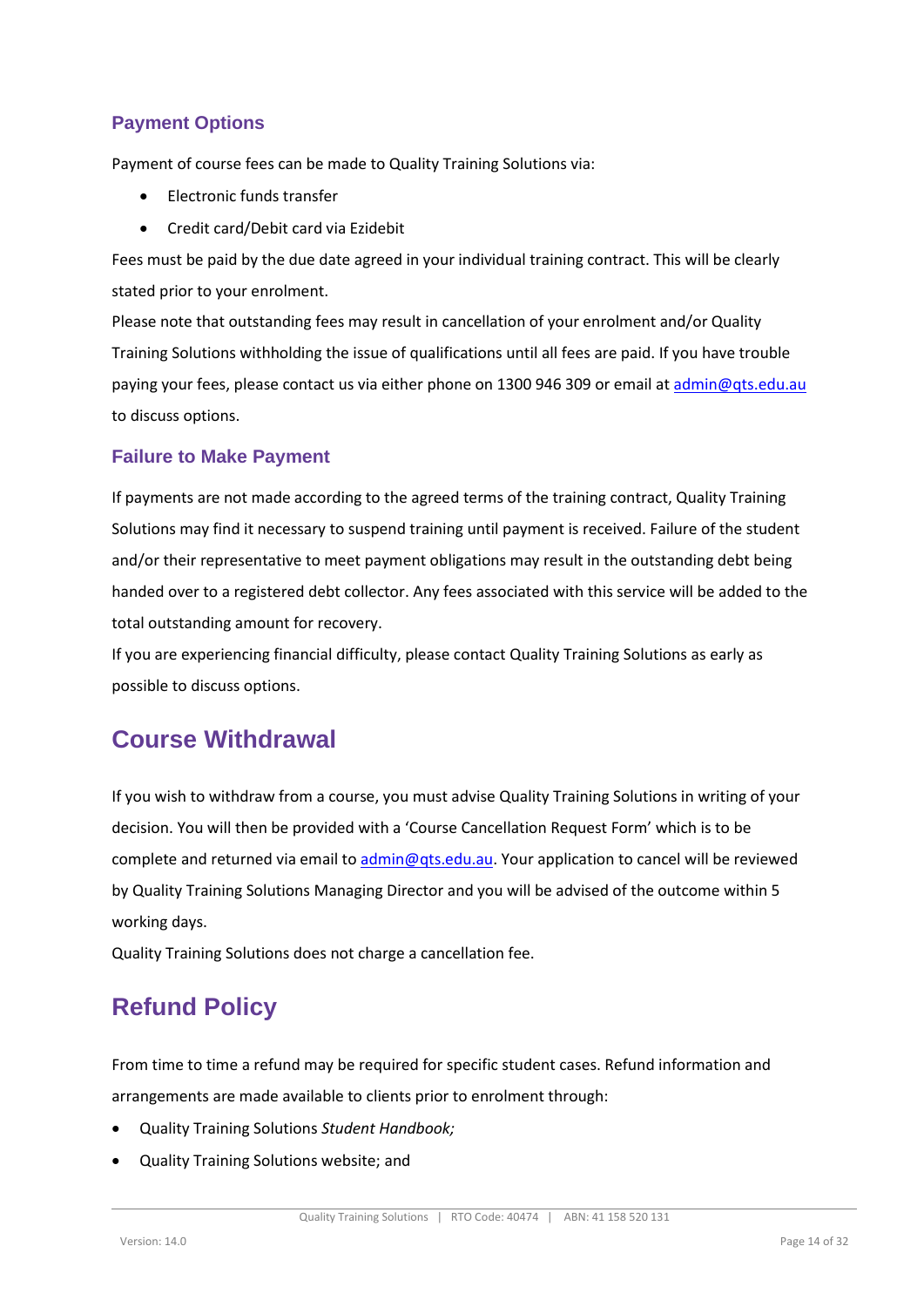### Payment Options

Payment of course fees can be made to Quality Training Solutions via:

- Electronic funds transfer
- Credit card/Debit card via Ezidebit

Fees must be paid by the due date agreed in your individual training contract. This will be clearly stated prior to your enrolment.

Please note that outstanding fees may result in cancellation of your enrolment and/or Quality Training Solutions withholding the issue of qualifications until all fees are paid. If you have trouble paying your fees, please contact us via either phone on 1300 946 309 or email at admin@qts.edu.au to discuss options.

### Failure to Make Payment

If payments are not made according to the agreed terms of the training contract, Quality Training Solutions may find it necessary to suspend training until payment is received. Failure of the student and/or their representative to meet payment obligations may result in the outstanding debt being handed over to a registered debt collector. Any fees associated with this service will be added to the total outstanding amount for recovery.

If you are experiencing financial difficulty, please contact Quality Training Solutions as early as possible to discuss options.

## Course Withdrawal

If you wish to withdraw from a course, you must advise Quality Training Solutions in writing of your decision. You will then be provided with a 'Course Cancellation Request Form' which is to be complete and returned via email to admin@qts.edu.au. Your application to cancel will be reviewed by Quality Training Solutions Managing Director and you will be advised of the outcome within 5 working days.

Quality Training Solutions does not charge a cancellation fee.

## Refund Policy

From time to time a refund may be required for specific student cases. Refund information and arrangements are made available to clients prior to enrolment through:

- Quality Training Solutions *Student Handbook;*
- Quality Training Solutions website; and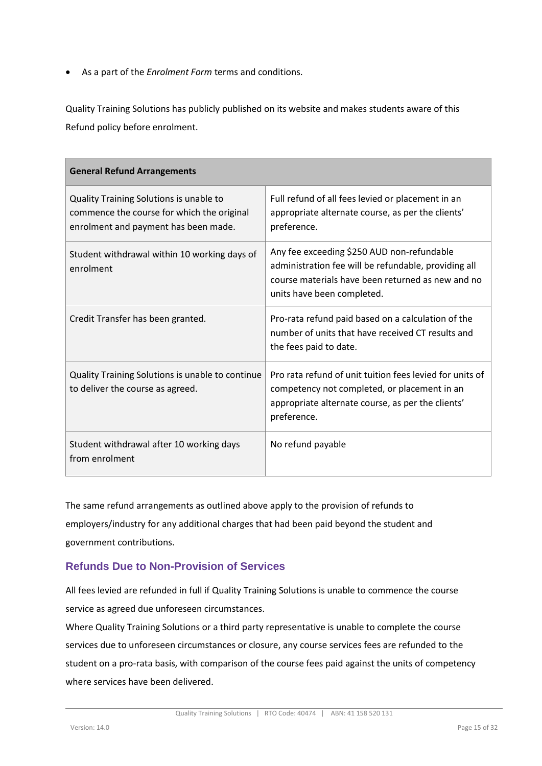- As a part of the *Enrolment Form* terms and conditions.

Quality Training Solutions has publicly published on its website and makes students aware of this Refund policy before enrolment.

| **General Refund Arrangements** | |
|---|---|
| Quality Training Solutions is unable to commence the course for which the original enrolment and payment has been made. | Full refund of all fees levied or placement in an appropriate alternate course, as per the clients' preference. |
| Student withdrawal within 10 working days of enrolment | Any fee exceeding $250 AUD non-refundable administration fee will be refundable, providing all course materials have been returned as new and no units have been completed. |
| Credit Transfer has been granted. | Pro-rata refund paid based on a calculation of the number of units that have received CT results and the fees paid to date. |
| Quality Training Solutions is unable to continue to deliver the course as agreed. | Pro rata refund of unit tuition fees levied for units of competency not completed, or placement in an appropriate alternate course, as per the clients' preference. |
| Student withdrawal after 10 working days from enrolment | No refund payable |

The same refund arrangements as outlined above apply to the provision of refunds to employers/industry for any additional charges that had been paid beyond the student and government contributions.

## Refunds Due to Non-Provision of Services

All fees levied are refunded in full if Quality Training Solutions is unable to commence the course service as agreed due unforeseen circumstances.

Where Quality Training Solutions or a third party representative is unable to complete the course services due to unforeseen circumstances or closure, any course services fees are refunded to the student on a pro-rata basis, with comparison of the course fees paid against the units of competency where services have been delivered.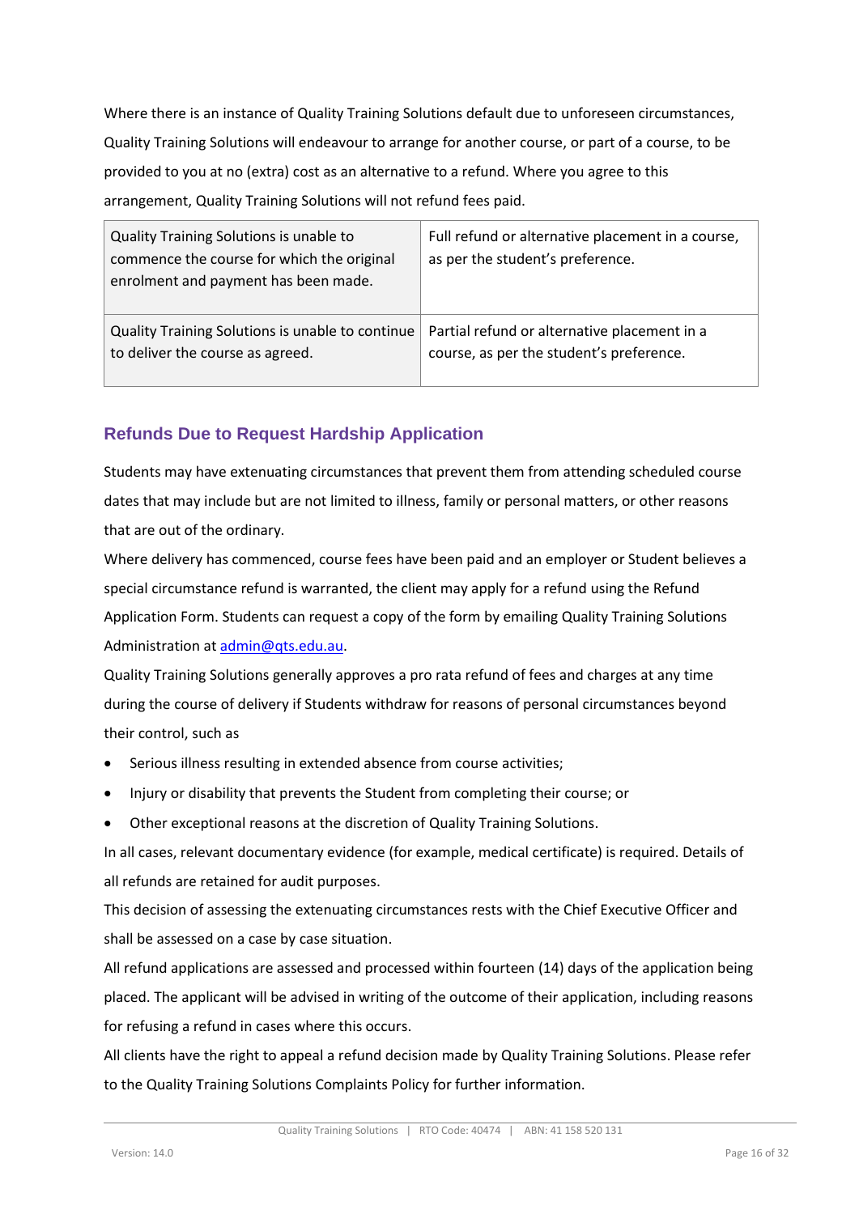Where there is an instance of Quality Training Solutions default due to unforeseen circumstances, Quality Training Solutions will endeavour to arrange for another course, or part of a course, to be provided to you at no (extra) cost as an alternative to a refund. Where you agree to this arrangement, Quality Training Solutions will not refund fees paid.

| | |
|---|---|
| Quality Training Solutions is unable to commence the course for which the original enrolment and payment has been made. | Full refund or alternative placement in a course, as per the student's preference. |
| Quality Training Solutions is unable to continue to deliver the course as agreed. | Partial refund or alternative placement in a course, as per the student's preference. |

## Refunds Due to Request Hardship Application

Students may have extenuating circumstances that prevent them from attending scheduled course dates that may include but are not limited to illness, family or personal matters, or other reasons that are out of the ordinary.

Where delivery has commenced, course fees have been paid and an employer or Student believes a special circumstance refund is warranted, the client may apply for a refund using the Refund Application Form. Students can request a copy of the form by emailing Quality Training Solutions Administration at admin@qts.edu.au.

Quality Training Solutions generally approves a pro rata refund of fees and charges at any time during the course of delivery if Students withdraw for reasons of personal circumstances beyond their control, such as

- Serious illness resulting in extended absence from course activities;
- Injury or disability that prevents the Student from completing their course; or
- Other exceptional reasons at the discretion of Quality Training Solutions.

In all cases, relevant documentary evidence (for example, medical certificate) is required. Details of all refunds are retained for audit purposes.

This decision of assessing the extenuating circumstances rests with the Chief Executive Officer and shall be assessed on a case by case situation.

All refund applications are assessed and processed within fourteen (14) days of the application being placed. The applicant will be advised in writing of the outcome of their application, including reasons for refusing a refund in cases where this occurs.

All clients have the right to appeal a refund decision made by Quality Training Solutions. Please refer to the Quality Training Solutions Complaints Policy for further information.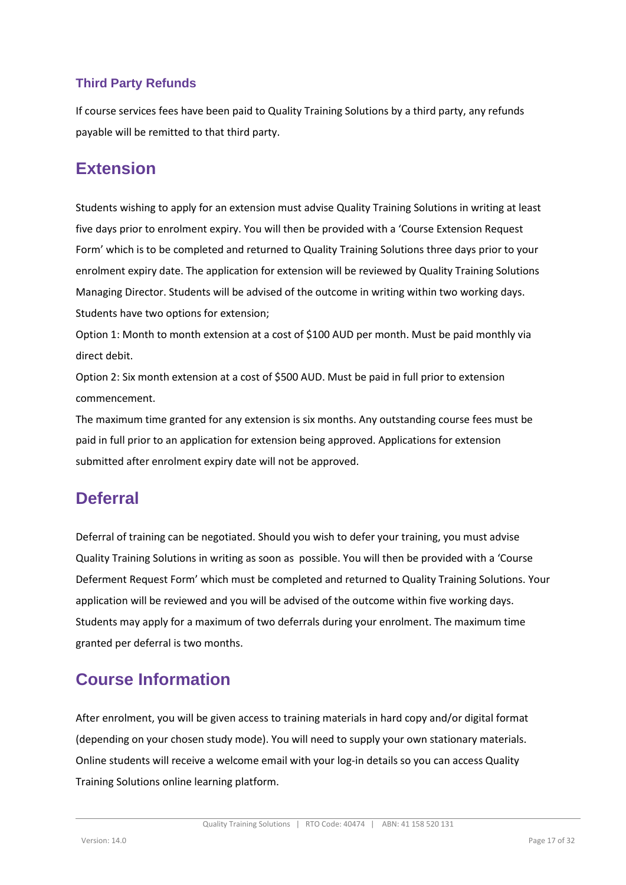### Third Party Refunds

If course services fees have been paid to Quality Training Solutions by a third party, any refunds payable will be remitted to that third party.

## Extension

Students wishing to apply for an extension must advise Quality Training Solutions in writing at least five days prior to enrolment expiry. You will then be provided with a 'Course Extension Request Form' which is to be completed and returned to Quality Training Solutions three days prior to your enrolment expiry date. The application for extension will be reviewed by Quality Training Solutions Managing Director. Students will be advised of the outcome in writing within two working days. Students have two options for extension;

Option 1: Month to month extension at a cost of $100 AUD per month. Must be paid monthly via direct debit.

Option 2: Six month extension at a cost of $500 AUD. Must be paid in full prior to extension commencement.

The maximum time granted for any extension is six months. Any outstanding course fees must be paid in full prior to an application for extension being approved. Applications for extension submitted after enrolment expiry date will not be approved.

## Deferral

Deferral of training can be negotiated. Should you wish to defer your training, you must advise Quality Training Solutions in writing as soon as possible. You will then be provided with a 'Course Deferment Request Form' which must be completed and returned to Quality Training Solutions. Your application will be reviewed and you will be advised of the outcome within five working days. Students may apply for a maximum of two deferrals during your enrolment. The maximum time granted per deferral is two months.

## Course Information

After enrolment, you will be given access to training materials in hard copy and/or digital format (depending on your chosen study mode). You will need to supply your own stationary materials. Online students will receive a welcome email with your log-in details so you can access Quality Training Solutions online learning platform.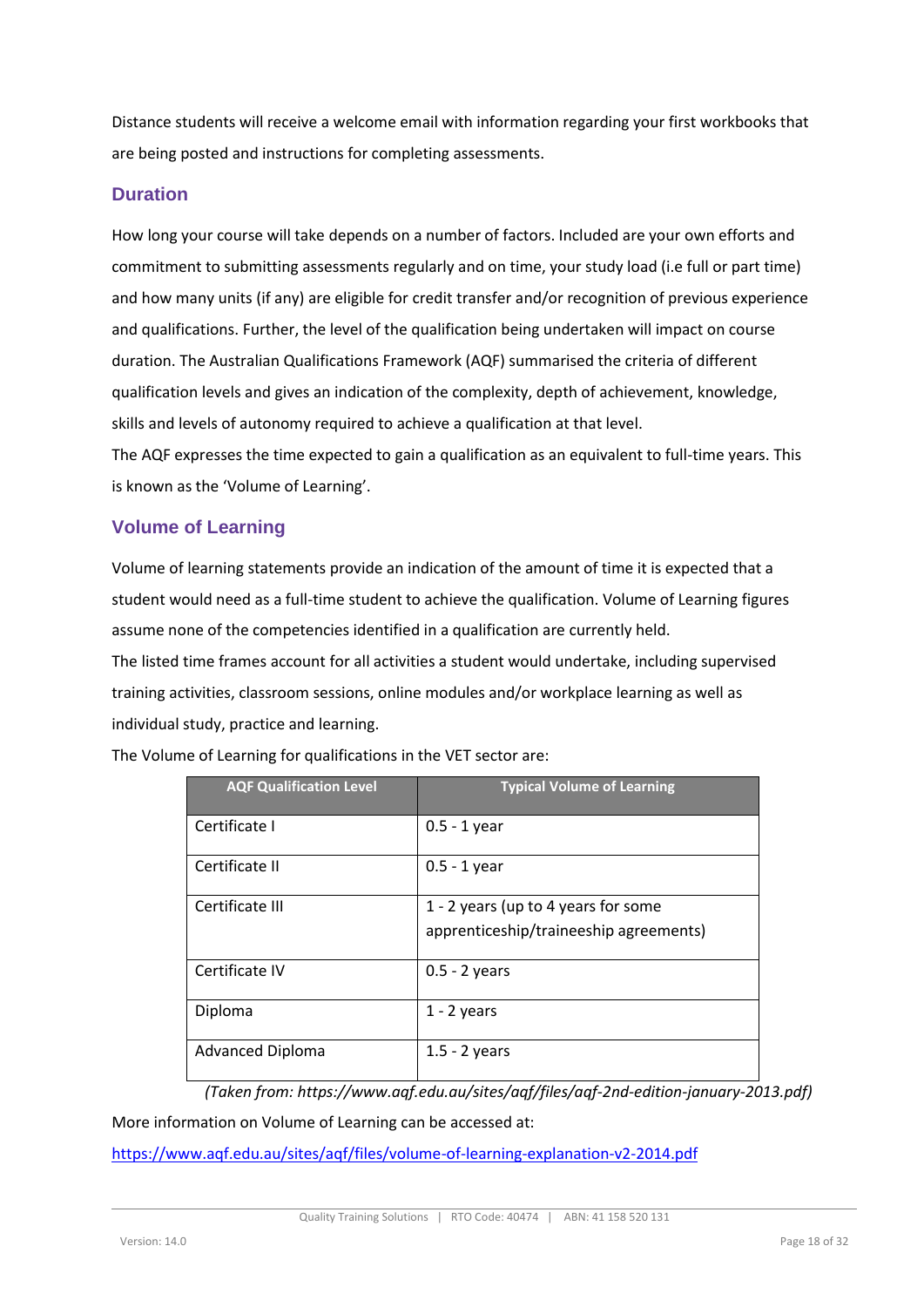Distance students will receive a welcome email with information regarding your first workbooks that are being posted and instructions for completing assessments.

## Duration

How long your course will take depends on a number of factors. Included are your own efforts and commitment to submitting assessments regularly and on time, your study load (i.e full or part time) and how many units (if any) are eligible for credit transfer and/or recognition of previous experience and qualifications. Further, the level of the qualification being undertaken will impact on course duration. The Australian Qualifications Framework (AQF) summarised the criteria of different qualification levels and gives an indication of the complexity, depth of achievement, knowledge, skills and levels of autonomy required to achieve a qualification at that level.

The AQF expresses the time expected to gain a qualification as an equivalent to full-time years. This is known as the 'Volume of Learning'.

## Volume of Learning

Volume of learning statements provide an indication of the amount of time it is expected that a student would need as a full-time student to achieve the qualification. Volume of Learning figures assume none of the competencies identified in a qualification are currently held.

The listed time frames account for all activities a student would undertake, including supervised training activities, classroom sessions, online modules and/or workplace learning as well as individual study, practice and learning.

The Volume of Learning for qualifications in the VET sector are:

| AQF Qualification Level | Typical Volume of Learning |
|---|---|
| Certificate I | 0.5 - 1 year |
| Certificate II | 0.5 - 1 year |
| Certificate III | 1 - 2 years (up to 4 years for some apprenticeship/traineeship agreements) |
| Certificate IV | 0.5 - 2 years |
| Diploma | 1 - 2 years |
| Advanced Diploma | 1.5 - 2 years |

*(Taken from: https://www.aqf.edu.au/sites/aqf/files/aqf-2nd-edition-january-2013.pdf)*

More information on Volume of Learning can be accessed at:

https://www.aqf.edu.au/sites/aqf/files/volume-of-learning-explanation-v2-2014.pdf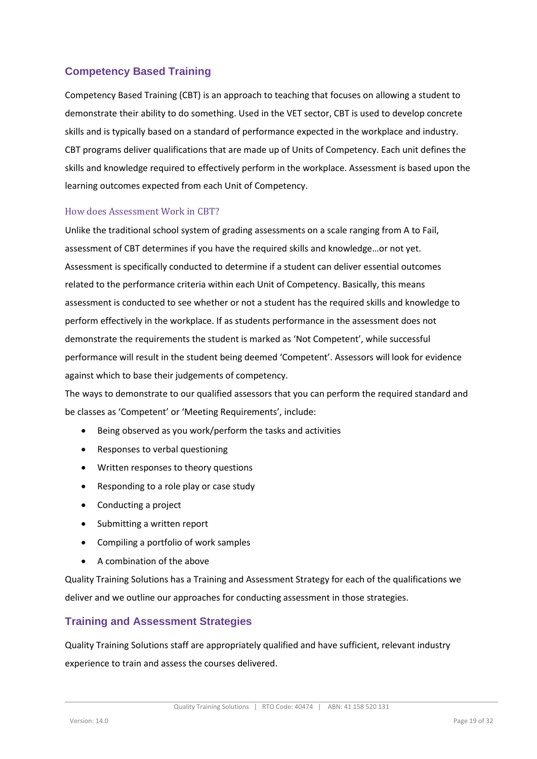## Competency Based Training

Competency Based Training (CBT) is an approach to teaching that focuses on allowing a student to demonstrate their ability to do something. Used in the VET sector, CBT is used to develop concrete skills and is typically based on a standard of performance expected in the workplace and industry. CBT programs deliver qualifications that are made up of Units of Competency. Each unit defines the skills and knowledge required to effectively perform in the workplace. Assessment is based upon the learning outcomes expected from each Unit of Competency.

### How does Assessment Work in CBT?

Unlike the traditional school system of grading assessments on a scale ranging from A to Fail, assessment of CBT determines if you have the required skills and knowledge…or not yet. Assessment is specifically conducted to determine if a student can deliver essential outcomes related to the performance criteria within each Unit of Competency. Basically, this means assessment is conducted to see whether or not a student has the required skills and knowledge to perform effectively in the workplace. If as students performance in the assessment does not demonstrate the requirements the student is marked as 'Not Competent', while successful performance will result in the student being deemed 'Competent'. Assessors will look for evidence against which to base their judgements of competency.

The ways to demonstrate to our qualified assessors that you can perform the required standard and be classes as 'Competent' or 'Meeting Requirements', include:

- Being observed as you work/perform the tasks and activities
- Responses to verbal questioning
- Written responses to theory questions
- Responding to a role play or case study
- Conducting a project
- Submitting a written report
- Compiling a portfolio of work samples
- A combination of the above

Quality Training Solutions has a Training and Assessment Strategy for each of the qualifications we deliver and we outline our approaches for conducting assessment in those strategies.

## Training and Assessment Strategies

Quality Training Solutions staff are appropriately qualified and have sufficient, relevant industry experience to train and assess the courses delivered.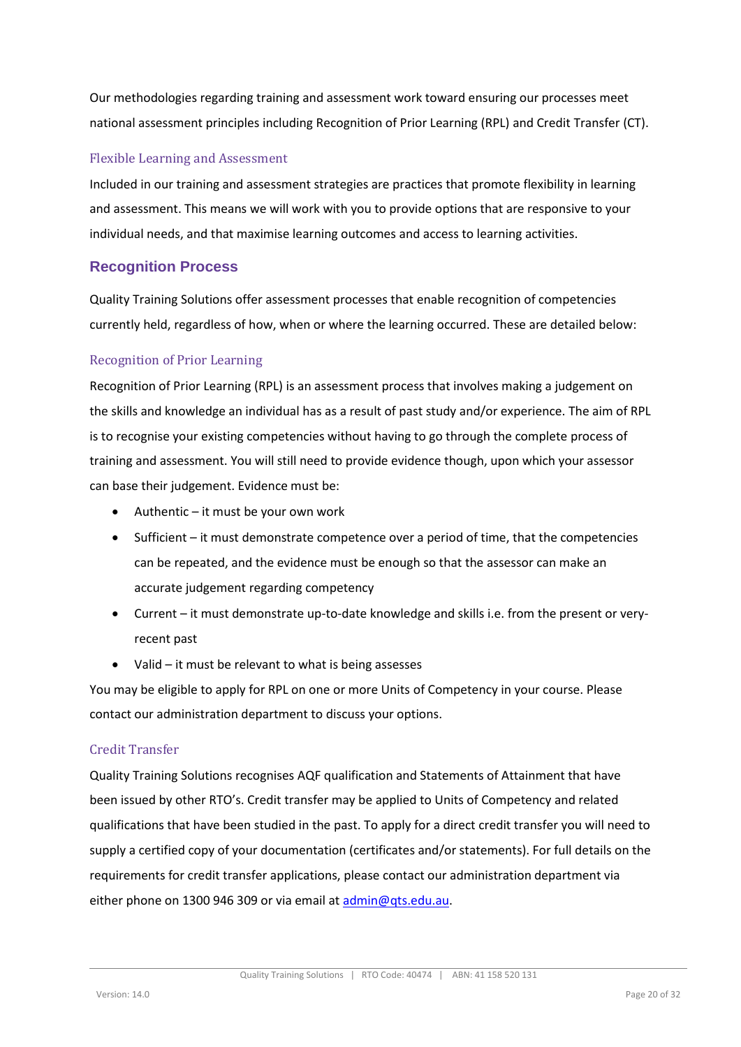Our methodologies regarding training and assessment work toward ensuring our processes meet national assessment principles including Recognition of Prior Learning (RPL) and Credit Transfer (CT).

### Flexible Learning and Assessment

Included in our training and assessment strategies are practices that promote flexibility in learning and assessment. This means we will work with you to provide options that are responsive to your individual needs, and that maximise learning outcomes and access to learning activities.

## Recognition Process

Quality Training Solutions offer assessment processes that enable recognition of competencies currently held, regardless of how, when or where the learning occurred. These are detailed below:

### Recognition of Prior Learning

Recognition of Prior Learning (RPL) is an assessment process that involves making a judgement on the skills and knowledge an individual has as a result of past study and/or experience. The aim of RPL is to recognise your existing competencies without having to go through the complete process of training and assessment. You will still need to provide evidence though, upon which your assessor can base their judgement. Evidence must be:

- Authentic – it must be your own work
- Sufficient – it must demonstrate competence over a period of time, that the competencies can be repeated, and the evidence must be enough so that the assessor can make an accurate judgement regarding competency
- Current – it must demonstrate up-to-date knowledge and skills i.e. from the present or very-recent past
- Valid – it must be relevant to what is being assesses

You may be eligible to apply for RPL on one or more Units of Competency in your course. Please contact our administration department to discuss your options.

### Credit Transfer

Quality Training Solutions recognises AQF qualification and Statements of Attainment that have been issued by other RTO's. Credit transfer may be applied to Units of Competency and related qualifications that have been studied in the past. To apply for a direct credit transfer you will need to supply a certified copy of your documentation (certificates and/or statements). For full details on the requirements for credit transfer applications, please contact our administration department via either phone on 1300 946 309 or via email at admin@qts.edu.au.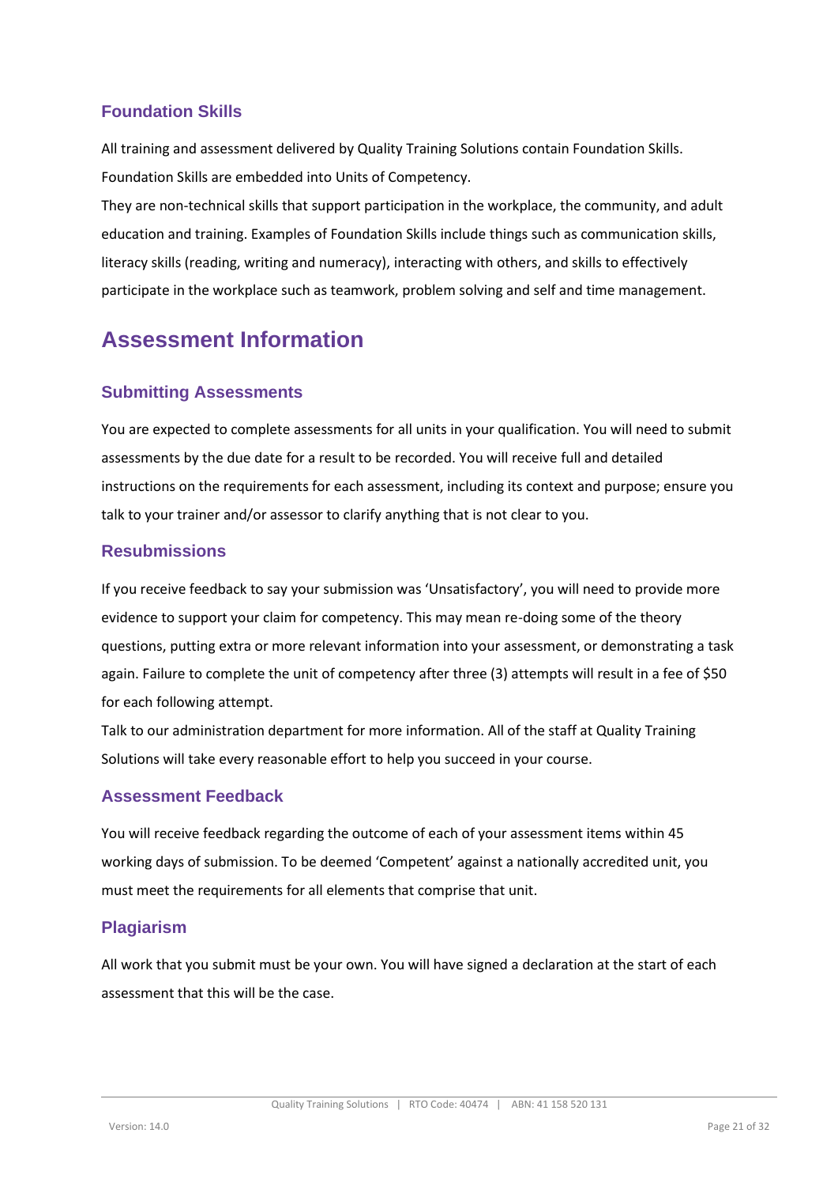### Foundation Skills

All training and assessment delivered by Quality Training Solutions contain Foundation Skills. Foundation Skills are embedded into Units of Competency.

They are non-technical skills that support participation in the workplace, the community, and adult education and training. Examples of Foundation Skills include things such as communication skills, literacy skills (reading, writing and numeracy), interacting with others, and skills to effectively participate in the workplace such as teamwork, problem solving and self and time management.

## Assessment Information

### Submitting Assessments

You are expected to complete assessments for all units in your qualification. You will need to submit assessments by the due date for a result to be recorded. You will receive full and detailed instructions on the requirements for each assessment, including its context and purpose; ensure you talk to your trainer and/or assessor to clarify anything that is not clear to you.

### Resubmissions

If you receive feedback to say your submission was 'Unsatisfactory', you will need to provide more evidence to support your claim for competency. This may mean re-doing some of the theory questions, putting extra or more relevant information into your assessment, or demonstrating a task again. Failure to complete the unit of competency after three (3) attempts will result in a fee of $50 for each following attempt.

Talk to our administration department for more information. All of the staff at Quality Training Solutions will take every reasonable effort to help you succeed in your course.

### Assessment Feedback

You will receive feedback regarding the outcome of each of your assessment items within 45 working days of submission. To be deemed 'Competent' against a nationally accredited unit, you must meet the requirements for all elements that comprise that unit.

### Plagiarism

All work that you submit must be your own. You will have signed a declaration at the start of each assessment that this will be the case.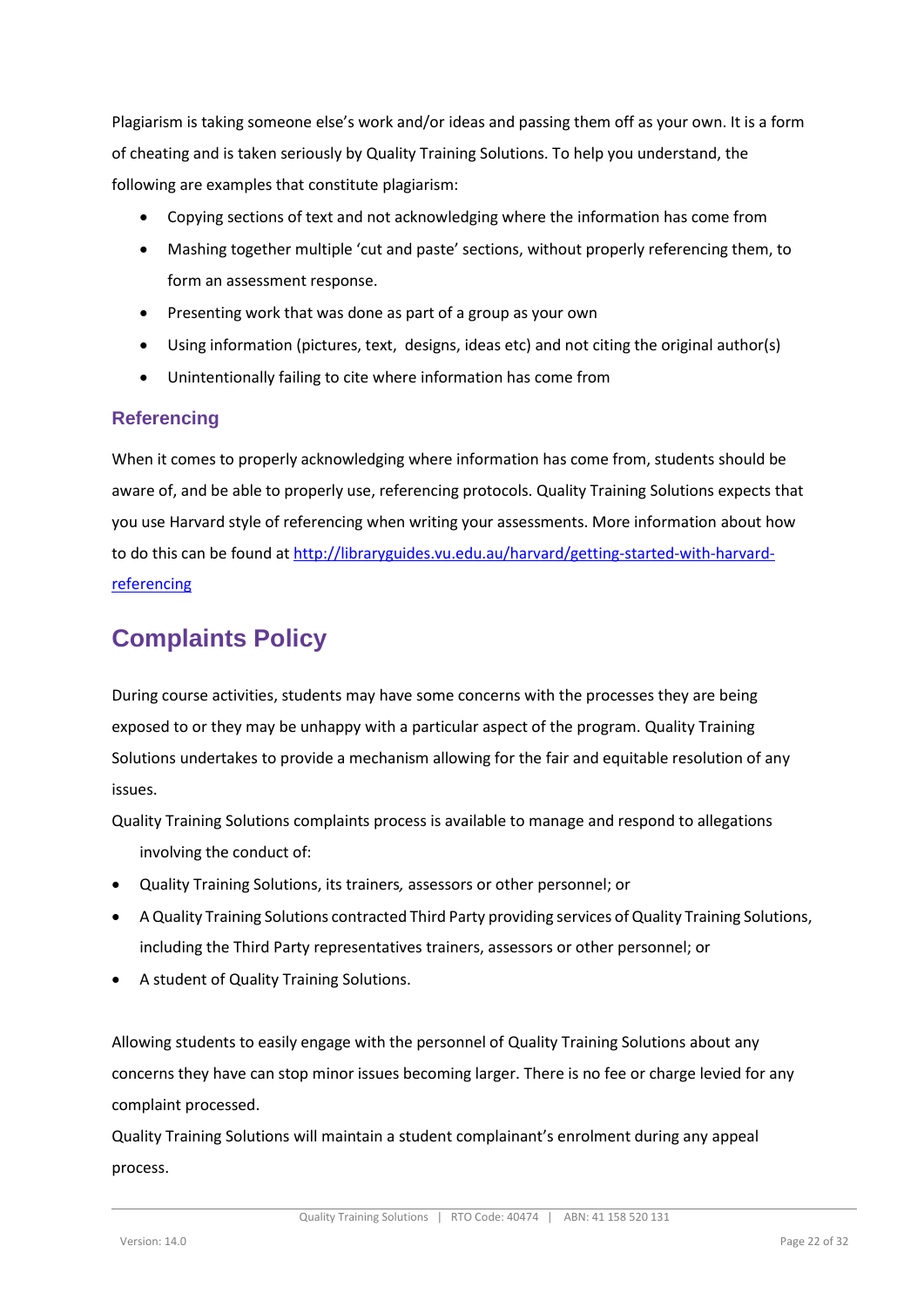Plagiarism is taking someone else's work and/or ideas and passing them off as your own. It is a form of cheating and is taken seriously by Quality Training Solutions. To help you understand, the following are examples that constitute plagiarism:

- Copying sections of text and not acknowledging where the information has come from
- Mashing together multiple 'cut and paste' sections, without properly referencing them, to form an assessment response.
- Presenting work that was done as part of a group as your own
- Using information (pictures, text, designs, ideas etc) and not citing the original author(s)
- Unintentionally failing to cite where information has come from

### Referencing

When it comes to properly acknowledging where information has come from, students should be aware of, and be able to properly use, referencing protocols. Quality Training Solutions expects that you use Harvard style of referencing when writing your assessments. More information about how to do this can be found at [http://libraryguides.vu.edu.au/harvard/getting-started-with-harvard-referencing](http://libraryguides.vu.edu.au/harvard/getting-started-with-harvard-referencing)

## Complaints Policy

During course activities, students may have some concerns with the processes they are being exposed to or they may be unhappy with a particular aspect of the program. Quality Training Solutions undertakes to provide a mechanism allowing for the fair and equitable resolution of any issues.

Quality Training Solutions complaints process is available to manage and respond to allegations involving the conduct of:

- Quality Training Solutions, its trainers, assessors or other personnel; or
- A Quality Training Solutions contracted Third Party providing services of Quality Training Solutions, including the Third Party representatives trainers, assessors or other personnel; or
- A student of Quality Training Solutions.

Allowing students to easily engage with the personnel of Quality Training Solutions about any concerns they have can stop minor issues becoming larger. There is no fee or charge levied for any complaint processed.

Quality Training Solutions will maintain a student complainant's enrolment during any appeal process.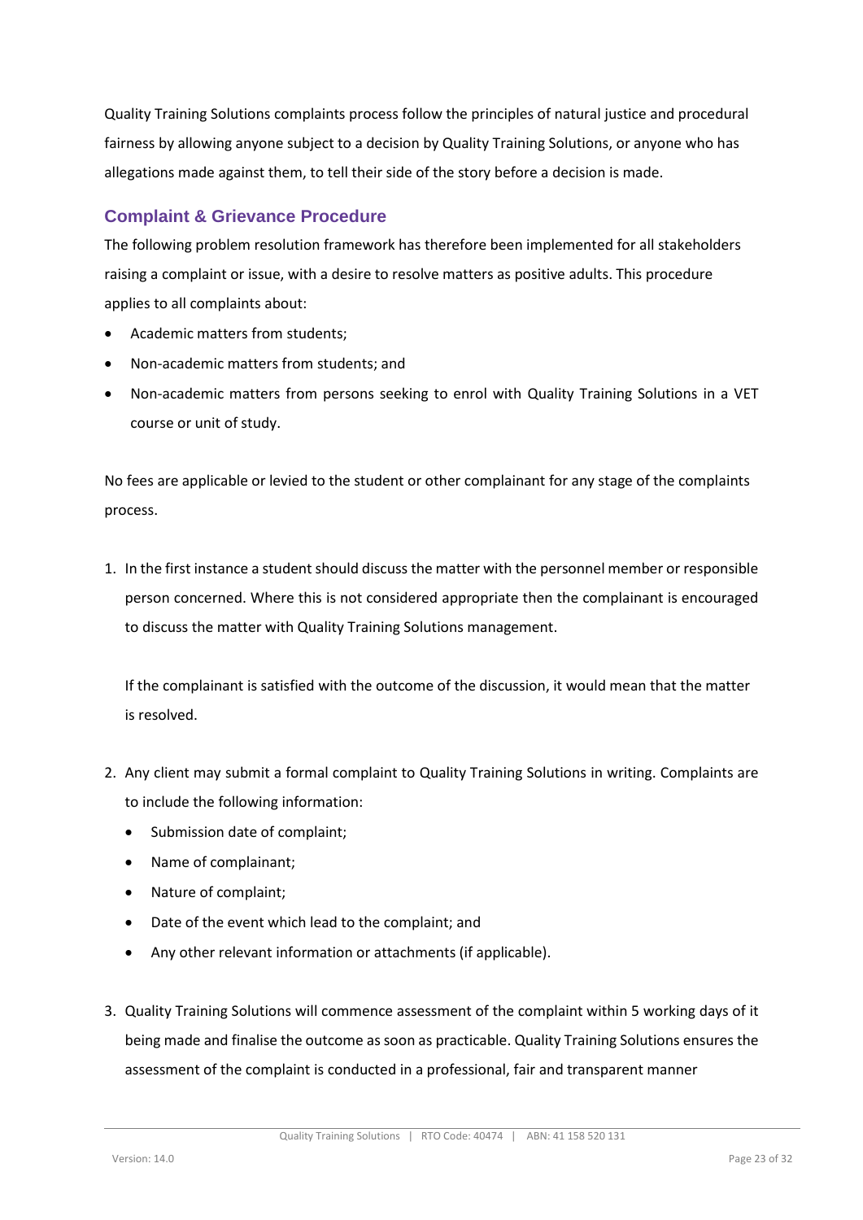Quality Training Solutions complaints process follow the principles of natural justice and procedural fairness by allowing anyone subject to a decision by Quality Training Solutions, or anyone who has allegations made against them, to tell their side of the story before a decision is made.

### Complaint & Grievance Procedure

The following problem resolution framework has therefore been implemented for all stakeholders raising a complaint or issue, with a desire to resolve matters as positive adults. This procedure applies to all complaints about:

- Academic matters from students;
- Non-academic matters from students; and
- Non-academic matters from persons seeking to enrol with Quality Training Solutions in a VET course or unit of study.

No fees are applicable or levied to the student or other complainant for any stage of the complaints process.

1. In the first instance a student should discuss the matter with the personnel member or responsible person concerned. Where this is not considered appropriate then the complainant is encouraged to discuss the matter with Quality Training Solutions management.

   If the complainant is satisfied with the outcome of the discussion, it would mean that the matter is resolved.

2. Any client may submit a formal complaint to Quality Training Solutions in writing. Complaints are to include the following information:
   - Submission date of complaint;
   - Name of complainant;
   - Nature of complaint;
   - Date of the event which lead to the complaint; and
   - Any other relevant information or attachments (if applicable).

3. Quality Training Solutions will commence assessment of the complaint within 5 working days of it being made and finalise the outcome as soon as practicable. Quality Training Solutions ensures the assessment of the complaint is conducted in a professional, fair and transparent manner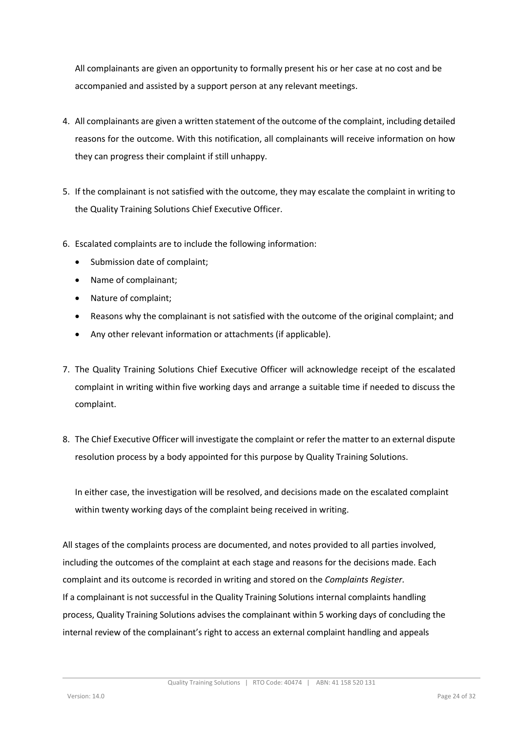All complainants are given an opportunity to formally present his or her case at no cost and be accompanied and assisted by a support person at any relevant meetings.

4. All complainants are given a written statement of the outcome of the complaint, including detailed reasons for the outcome. With this notification, all complainants will receive information on how they can progress their complaint if still unhappy.

5. If the complainant is not satisfied with the outcome, they may escalate the complaint in writing to the Quality Training Solutions Chief Executive Officer.

6. Escalated complaints are to include the following information:
   - Submission date of complaint;
   - Name of complainant;
   - Nature of complaint;
   - Reasons why the complainant is not satisfied with the outcome of the original complaint; and
   - Any other relevant information or attachments (if applicable).

7. The Quality Training Solutions Chief Executive Officer will acknowledge receipt of the escalated complaint in writing within five working days and arrange a suitable time if needed to discuss the complaint.

8. The Chief Executive Officer will investigate the complaint or refer the matter to an external dispute resolution process by a body appointed for this purpose by Quality Training Solutions.

   In either case, the investigation will be resolved, and decisions made on the escalated complaint within twenty working days of the complaint being received in writing.

All stages of the complaints process are documented, and notes provided to all parties involved, including the outcomes of the complaint at each stage and reasons for the decisions made. Each complaint and its outcome is recorded in writing and stored on the *Complaints Register.*
If a complainant is not successful in the Quality Training Solutions internal complaints handling process, Quality Training Solutions advises the complainant within 5 working days of concluding the internal review of the complainant's right to access an external complaint handling and appeals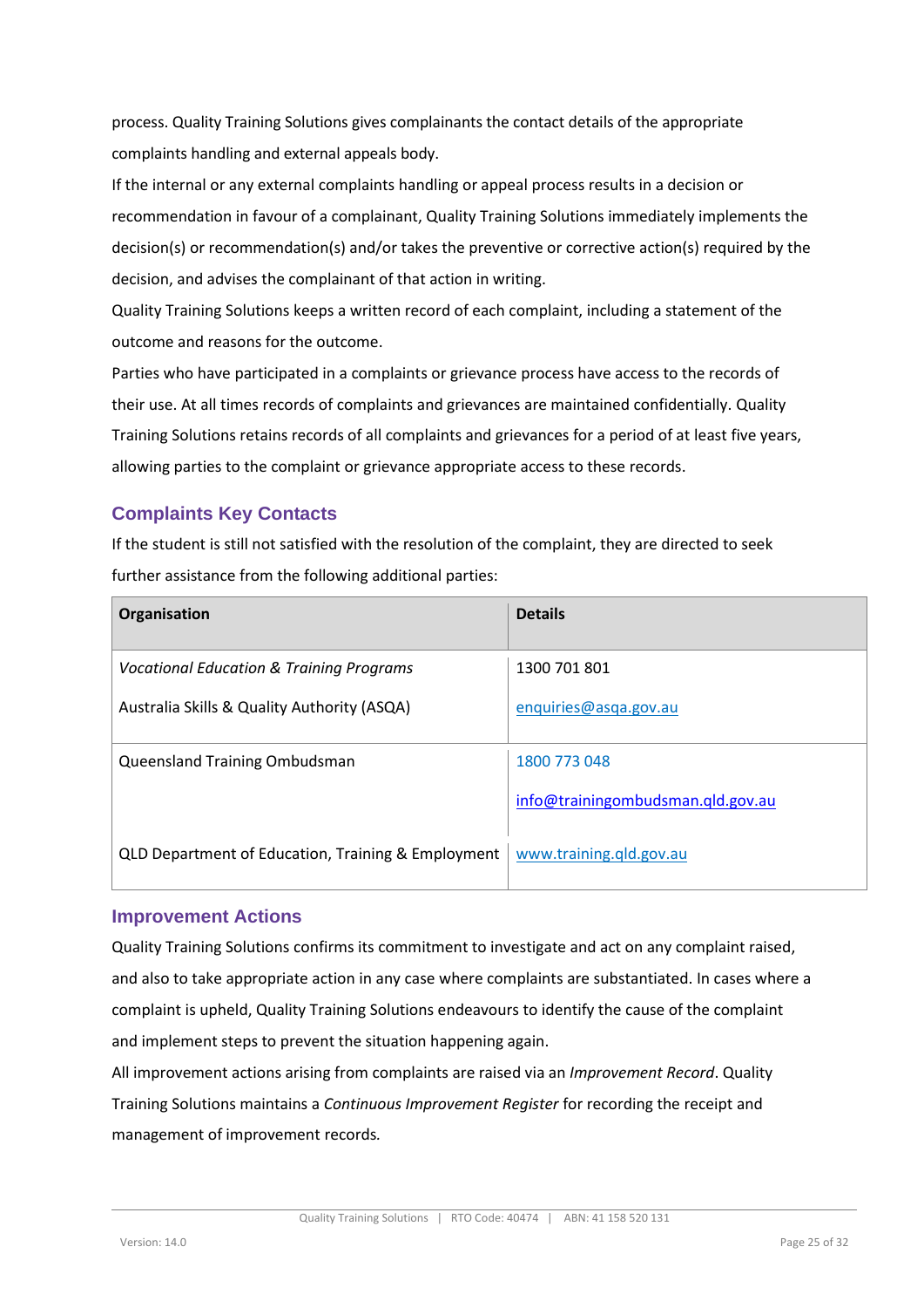process. Quality Training Solutions gives complainants the contact details of the appropriate complaints handling and external appeals body.

If the internal or any external complaints handling or appeal process results in a decision or recommendation in favour of a complainant, Quality Training Solutions immediately implements the decision(s) or recommendation(s) and/or takes the preventive or corrective action(s) required by the decision, and advises the complainant of that action in writing.

Quality Training Solutions keeps a written record of each complaint, including a statement of the outcome and reasons for the outcome.

Parties who have participated in a complaints or grievance process have access to the records of their use. At all times records of complaints and grievances are maintained confidentially. Quality Training Solutions retains records of all complaints and grievances for a period of at least five years, allowing parties to the complaint or grievance appropriate access to these records.

## Complaints Key Contacts

If the student is still not satisfied with the resolution of the complaint, they are directed to seek further assistance from the following additional parties:

| Organisation | Details |
|---|---|
| *Vocational Education & Training Programs*<br>Australia Skills & Quality Authority (ASQA) | 1300 701 801<br>enquiries@asqa.gov.au |
| Queensland Training Ombudsman | 1800 773 048<br>info@trainingombudsman.qld.gov.au |
| QLD Department of Education, Training & Employment | www.training.qld.gov.au |

## Improvement Actions

Quality Training Solutions confirms its commitment to investigate and act on any complaint raised, and also to take appropriate action in any case where complaints are substantiated. In cases where a complaint is upheld, Quality Training Solutions endeavours to identify the cause of the complaint and implement steps to prevent the situation happening again.

All improvement actions arising from complaints are raised via an *Improvement Record*. Quality Training Solutions maintains a *Continuous Improvement Register* for recording the receipt and management of improvement records.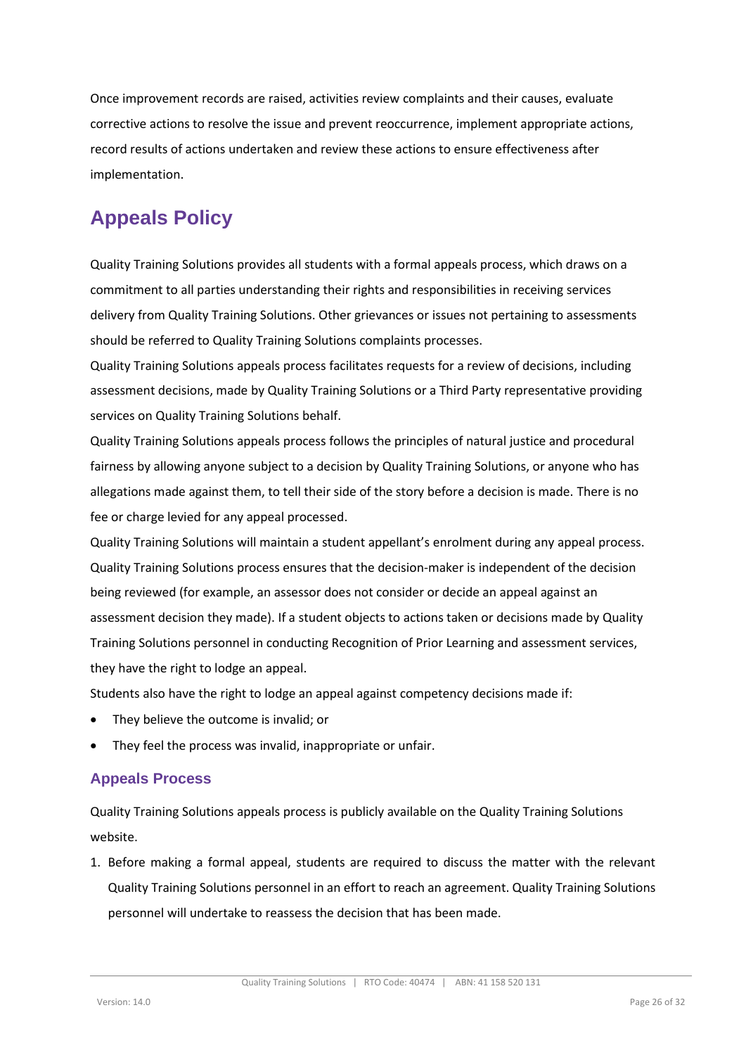Once improvement records are raised, activities review complaints and their causes, evaluate corrective actions to resolve the issue and prevent reoccurrence, implement appropriate actions, record results of actions undertaken and review these actions to ensure effectiveness after implementation.

# Appeals Policy

Quality Training Solutions provides all students with a formal appeals process, which draws on a commitment to all parties understanding their rights and responsibilities in receiving services delivery from Quality Training Solutions. Other grievances or issues not pertaining to assessments should be referred to Quality Training Solutions complaints processes.

Quality Training Solutions appeals process facilitates requests for a review of decisions, including assessment decisions, made by Quality Training Solutions or a Third Party representative providing services on Quality Training Solutions behalf.

Quality Training Solutions appeals process follows the principles of natural justice and procedural fairness by allowing anyone subject to a decision by Quality Training Solutions, or anyone who has allegations made against them, to tell their side of the story before a decision is made. There is no fee or charge levied for any appeal processed.

Quality Training Solutions will maintain a student appellant's enrolment during any appeal process. Quality Training Solutions process ensures that the decision-maker is independent of the decision being reviewed (for example, an assessor does not consider or decide an appeal against an assessment decision they made). If a student objects to actions taken or decisions made by Quality Training Solutions personnel in conducting Recognition of Prior Learning and assessment services, they have the right to lodge an appeal.

Students also have the right to lodge an appeal against competency decisions made if:

- They believe the outcome is invalid; or
- They feel the process was invalid, inappropriate or unfair.

## Appeals Process

Quality Training Solutions appeals process is publicly available on the Quality Training Solutions website.

1. Before making a formal appeal, students are required to discuss the matter with the relevant Quality Training Solutions personnel in an effort to reach an agreement. Quality Training Solutions personnel will undertake to reassess the decision that has been made.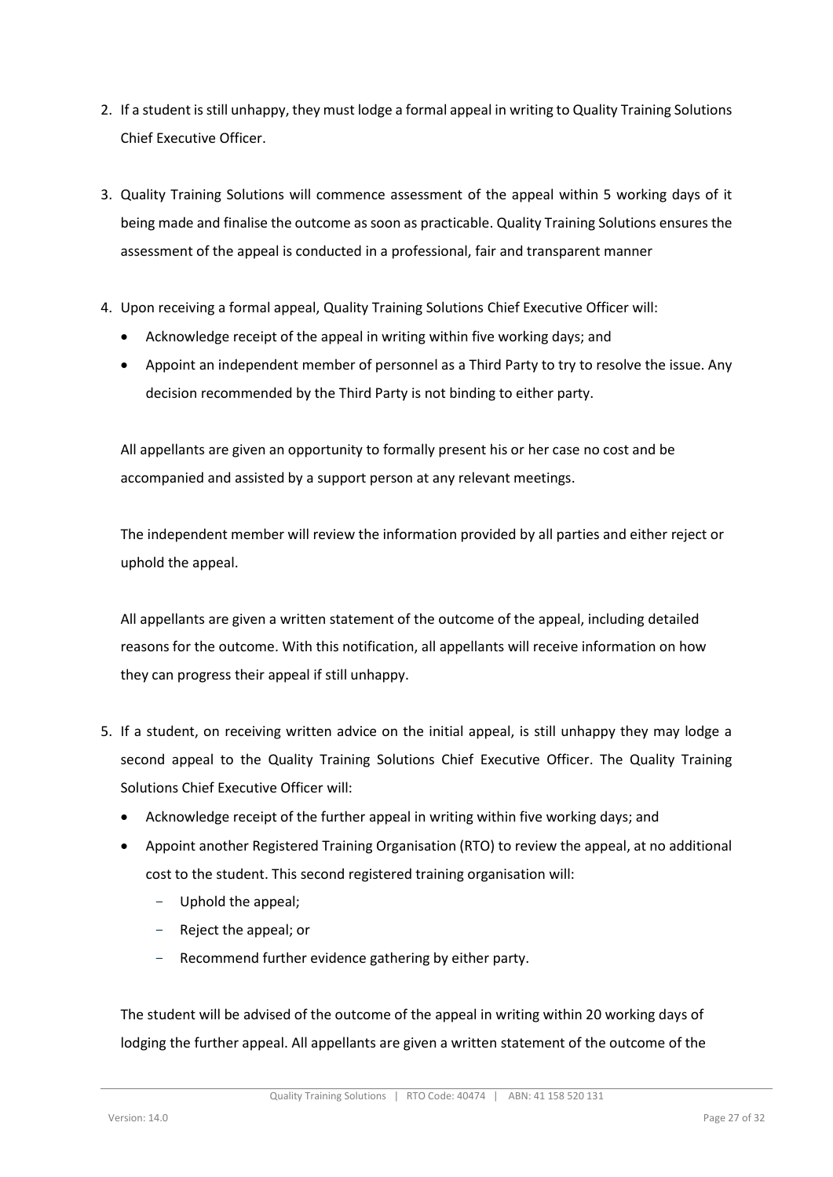2. If a student is still unhappy, they must lodge a formal appeal in writing to Quality Training Solutions Chief Executive Officer.

3. Quality Training Solutions will commence assessment of the appeal within 5 working days of it being made and finalise the outcome as soon as practicable. Quality Training Solutions ensures the assessment of the appeal is conducted in a professional, fair and transparent manner

4. Upon receiving a formal appeal, Quality Training Solutions Chief Executive Officer will:
   - Acknowledge receipt of the appeal in writing within five working days; and
   - Appoint an independent member of personnel as a Third Party to try to resolve the issue. Any decision recommended by the Third Party is not binding to either party.

   All appellants are given an opportunity to formally present his or her case no cost and be accompanied and assisted by a support person at any relevant meetings.

   The independent member will review the information provided by all parties and either reject or uphold the appeal.

   All appellants are given a written statement of the outcome of the appeal, including detailed reasons for the outcome. With this notification, all appellants will receive information on how they can progress their appeal if still unhappy.

5. If a student, on receiving written advice on the initial appeal, is still unhappy they may lodge a second appeal to the Quality Training Solutions Chief Executive Officer. The Quality Training Solutions Chief Executive Officer will:
   - Acknowledge receipt of the further appeal in writing within five working days; and
   - Appoint another Registered Training Organisation (RTO) to review the appeal, at no additional cost to the student. This second registered training organisation will:
     - Uphold the appeal;
     - Reject the appeal; or
     - Recommend further evidence gathering by either party.

   The student will be advised of the outcome of the appeal in writing within 20 working days of lodging the further appeal. All appellants are given a written statement of the outcome of the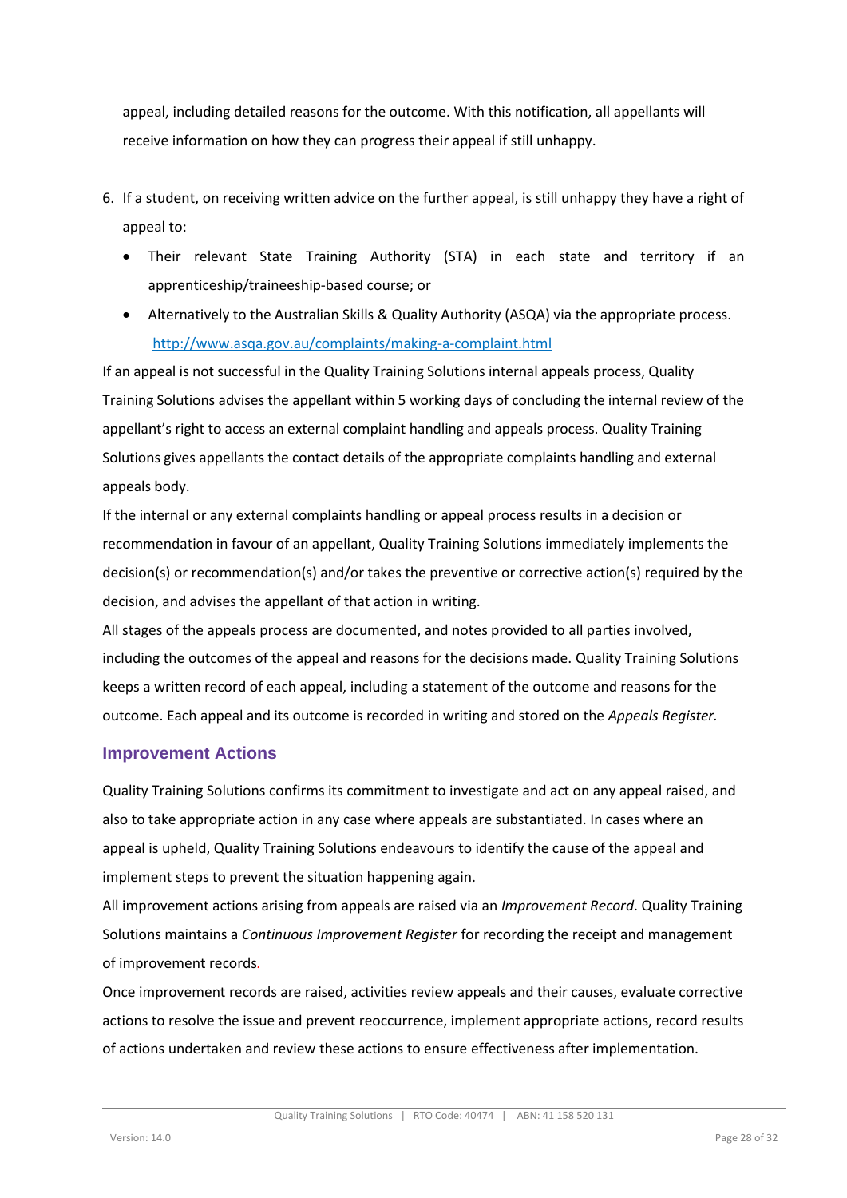appeal, including detailed reasons for the outcome. With this notification, all appellants will receive information on how they can progress their appeal if still unhappy.

6. If a student, on receiving written advice on the further appeal, is still unhappy they have a right of appeal to:
   - Their relevant State Training Authority (STA) in each state and territory if an apprenticeship/traineeship-based course; or
   - Alternatively to the Australian Skills & Quality Authority (ASQA) via the appropriate process. [http://www.asqa.gov.au/complaints/making-a-complaint.html](http://www.asqa.gov.au/complaints/making-a-complaint.html)

If an appeal is not successful in the Quality Training Solutions internal appeals process, Quality Training Solutions advises the appellant within 5 working days of concluding the internal review of the appellant's right to access an external complaint handling and appeals process. Quality Training Solutions gives appellants the contact details of the appropriate complaints handling and external appeals body.

If the internal or any external complaints handling or appeal process results in a decision or recommendation in favour of an appellant, Quality Training Solutions immediately implements the decision(s) or recommendation(s) and/or takes the preventive or corrective action(s) required by the decision, and advises the appellant of that action in writing.

All stages of the appeals process are documented, and notes provided to all parties involved, including the outcomes of the appeal and reasons for the decisions made. Quality Training Solutions keeps a written record of each appeal, including a statement of the outcome and reasons for the outcome. Each appeal and its outcome is recorded in writing and stored on the *Appeals Register.*

## Improvement Actions

Quality Training Solutions confirms its commitment to investigate and act on any appeal raised, and also to take appropriate action in any case where appeals are substantiated. In cases where an appeal is upheld, Quality Training Solutions endeavours to identify the cause of the appeal and implement steps to prevent the situation happening again.

All improvement actions arising from appeals are raised via an *Improvement Record*. Quality Training Solutions maintains a *Continuous Improvement Register* for recording the receipt and management of improvement records.

Once improvement records are raised, activities review appeals and their causes, evaluate corrective actions to resolve the issue and prevent reoccurrence, implement appropriate actions, record results of actions undertaken and review these actions to ensure effectiveness after implementation.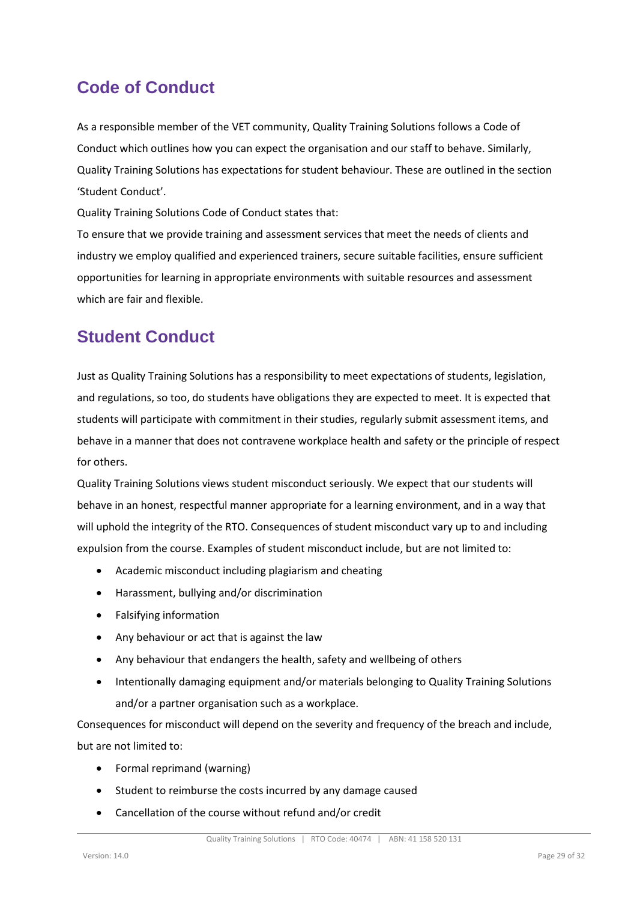## Code of Conduct

As a responsible member of the VET community, Quality Training Solutions follows a Code of Conduct which outlines how you can expect the organisation and our staff to behave. Similarly, Quality Training Solutions has expectations for student behaviour. These are outlined in the section 'Student Conduct'.

Quality Training Solutions Code of Conduct states that:

To ensure that we provide training and assessment services that meet the needs of clients and industry we employ qualified and experienced trainers, secure suitable facilities, ensure sufficient opportunities for learning in appropriate environments with suitable resources and assessment which are fair and flexible.

## Student Conduct

Just as Quality Training Solutions has a responsibility to meet expectations of students, legislation, and regulations, so too, do students have obligations they are expected to meet. It is expected that students will participate with commitment in their studies, regularly submit assessment items, and behave in a manner that does not contravene workplace health and safety or the principle of respect for others.

Quality Training Solutions views student misconduct seriously. We expect that our students will behave in an honest, respectful manner appropriate for a learning environment, and in a way that will uphold the integrity of the RTO. Consequences of student misconduct vary up to and including expulsion from the course. Examples of student misconduct include, but are not limited to:

- Academic misconduct including plagiarism and cheating
- Harassment, bullying and/or discrimination
- Falsifying information
- Any behaviour or act that is against the law
- Any behaviour that endangers the health, safety and wellbeing of others
- Intentionally damaging equipment and/or materials belonging to Quality Training Solutions and/or a partner organisation such as a workplace.

Consequences for misconduct will depend on the severity and frequency of the breach and include, but are not limited to:

- Formal reprimand (warning)
- Student to reimburse the costs incurred by any damage caused
- Cancellation of the course without refund and/or credit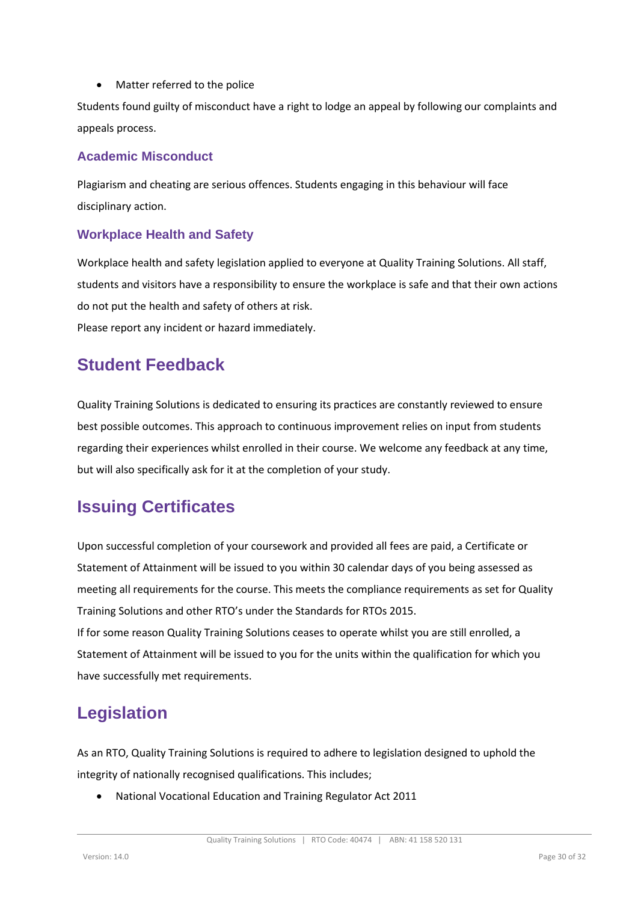- Matter referred to the police

Students found guilty of misconduct have a right to lodge an appeal by following our complaints and appeals process.

### Academic Misconduct

Plagiarism and cheating are serious offences. Students engaging in this behaviour will face disciplinary action.

### Workplace Health and Safety

Workplace health and safety legislation applied to everyone at Quality Training Solutions. All staff, students and visitors have a responsibility to ensure the workplace is safe and that their own actions do not put the health and safety of others at risk.
Please report any incident or hazard immediately.

## Student Feedback

Quality Training Solutions is dedicated to ensuring its practices are constantly reviewed to ensure best possible outcomes. This approach to continuous improvement relies on input from students regarding their experiences whilst enrolled in their course. We welcome any feedback at any time, but will also specifically ask for it at the completion of your study.

## Issuing Certificates

Upon successful completion of your coursework and provided all fees are paid, a Certificate or Statement of Attainment will be issued to you within 30 calendar days of you being assessed as meeting all requirements for the course. This meets the compliance requirements as set for Quality Training Solutions and other RTO's under the Standards for RTOs 2015.
If for some reason Quality Training Solutions ceases to operate whilst you are still enrolled, a Statement of Attainment will be issued to you for the units within the qualification for which you have successfully met requirements.

## Legislation

As an RTO, Quality Training Solutions is required to adhere to legislation designed to uphold the integrity of nationally recognised qualifications. This includes;

- National Vocational Education and Training Regulator Act 2011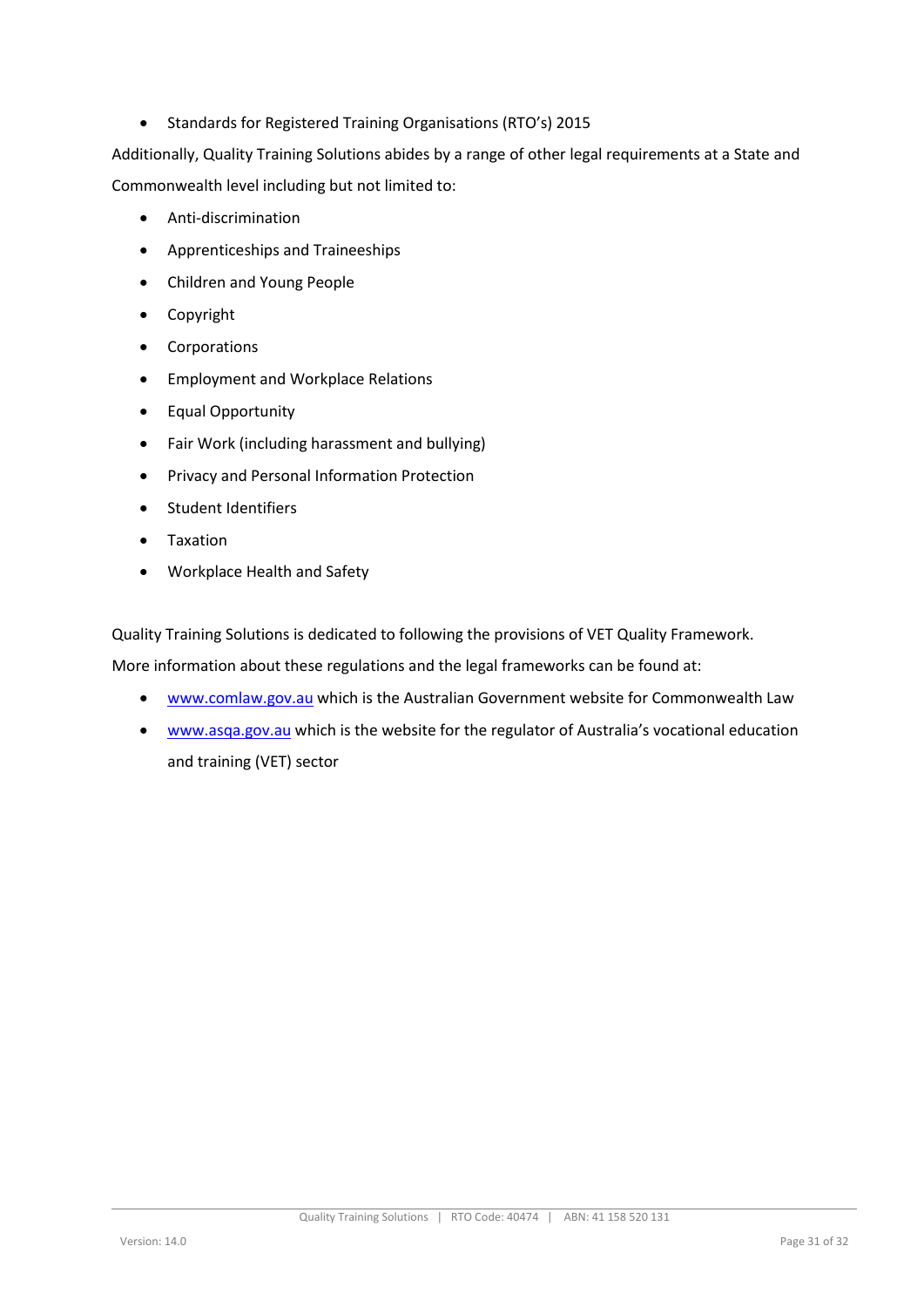- Standards for Registered Training Organisations (RTO's) 2015

Additionally, Quality Training Solutions abides by a range of other legal requirements at a State and Commonwealth level including but not limited to:

- Anti-discrimination
- Apprenticeships and Traineeships
- Children and Young People
- Copyright
- Corporations
- Employment and Workplace Relations
- Equal Opportunity
- Fair Work (including harassment and bullying)
- Privacy and Personal Information Protection
- Student Identifiers
- Taxation
- Workplace Health and Safety

Quality Training Solutions is dedicated to following the provisions of VET Quality Framework.

More information about these regulations and the legal frameworks can be found at:

- [www.comlaw.gov.au](http://www.comlaw.gov.au) which is the Australian Government website for Commonwealth Law
- [www.asqa.gov.au](http://www.asqa.gov.au) which is the website for the regulator of Australia's vocational education and training (VET) sector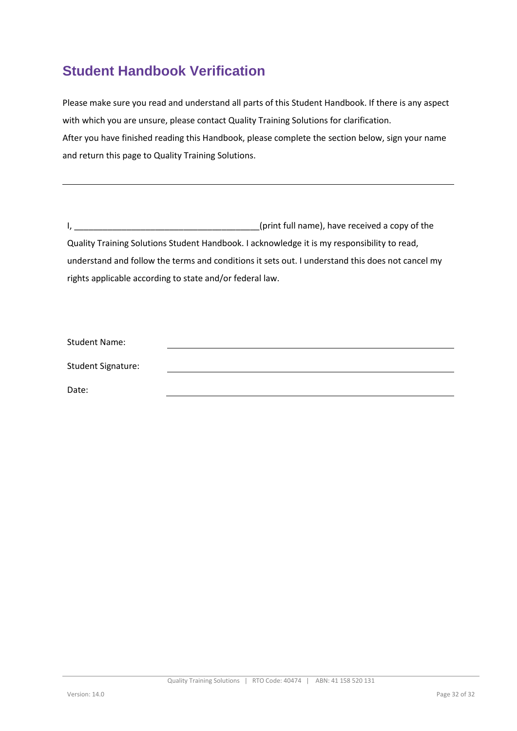## Student Handbook Verification

Please make sure you read and understand all parts of this Student Handbook. If there is any aspect with which you are unsure, please contact Quality Training Solutions for clarification.
After you have finished reading this Handbook, please complete the section below, sign your name and return this page to Quality Training Solutions.

---

I, _______________________________________(print full name), have received a copy of the Quality Training Solutions Student Handbook. I acknowledge it is my responsibility to read, understand and follow the terms and conditions it sets out. I understand this does not cancel my rights applicable according to state and/or federal law.

Student Name: ______________________________

Student Signature: ______________________________

Date: ______________________________

Quality Training Solutions | RTO Code: 40474 | ABN: 41 158 520 131

Version: 14.0